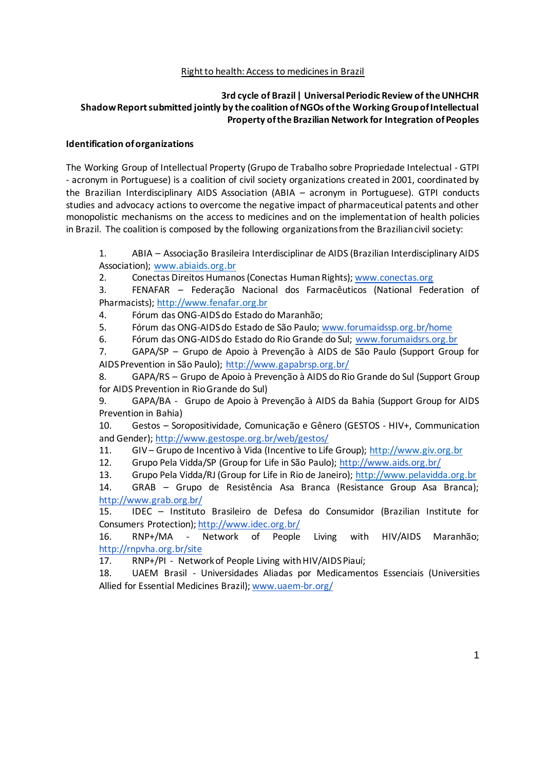Right to health: Access to medicines in Brazil

**3rd cycle of Brazil | Universal Periodic Review of the UNHCHR**
**Shadow Report submitted jointly by the coalition of NGOs of the Working Group of Intellectual Property of the Brazilian Network for Integration of Peoples**

**Identification of organizations**

The Working Group of Intellectual Property (Grupo de Trabalho sobre Propriedade Intelectual - GTPI - acronym in Portuguese) is a coalition of civil society organizations created in 2001, coordinated by the Brazilian Interdisciplinary AIDS Association (ABIA – acronym in Portuguese). GTPI conducts studies and advocacy actions to overcome the negative impact of pharmaceutical patents and other monopolistic mechanisms on the access to medicines and on the implementation of health policies in Brazil. The coalition is composed by the following organizations from the Brazilian civil society:

1. ABIA – Associação Brasileira Interdisciplinar de AIDS (Brazilian Interdisciplinary AIDS Association); www.abiaids.org.br
2. Conectas Direitos Humanos (Conectas Human Rights); www.conectas.org
3. FENAFAR – Federação Nacional dos Farmacêuticos (National Federation of Pharmacists); http://www.fenafar.org.br
4. Fórum das ONG-AIDS do Estado do Maranhão;
5. Fórum das ONG-AIDS do Estado de São Paulo; www.forumaidssp.org.br/home
6. Fórum das ONG-AIDS do Estado do Rio Grande do Sul; www.forumaidsrs.org.br
7. GAPA/SP – Grupo de Apoio à Prevenção à AIDS de São Paulo (Support Group for AIDS Prevention in São Paulo); http://www.gapabrsp.org.br/
8. GAPA/RS – Grupo de Apoio à Prevenção à AIDS do Rio Grande do Sul (Support Group for AIDS Prevention in Rio Grande do Sul)
9. GAPA/BA - Grupo de Apoio à Prevenção à AIDS da Bahia (Support Group for AIDS Prevention in Bahia)
10. Gestos – Soropositividade, Comunicação e Gênero (GESTOS - HIV+, Communication and Gender); http://www.gestospe.org.br/web/gestos/
11. GIV – Grupo de Incentivo à Vida (Incentive to Life Group); http://www.giv.org.br
12. Grupo Pela Vidda/SP (Group for Life in São Paulo); http://www.aids.org.br/
13. Grupo Pela Vidda/RJ (Group for Life in Rio de Janeiro); http://www.pelavidda.org.br
14. GRAB – Grupo de Resistência Asa Branca (Resistance Group Asa Branca); http://www.grab.org.br/
15. IDEC – Instituto Brasileiro de Defesa do Consumidor (Brazilian Institute for Consumers Protection); http://www.idec.org.br/
16. RNP+/MA - Network of People Living with HIV/AIDS Maranhão; http://rnpvha.org.br/site
17. RNP+/PI - Network of People Living with HIV/AIDS Piauí;
18. UAEM Brasil - Universidades Aliadas por Medicamentos Essenciais (Universities Allied for Essential Medicines Brazil); www.uaem-br.org/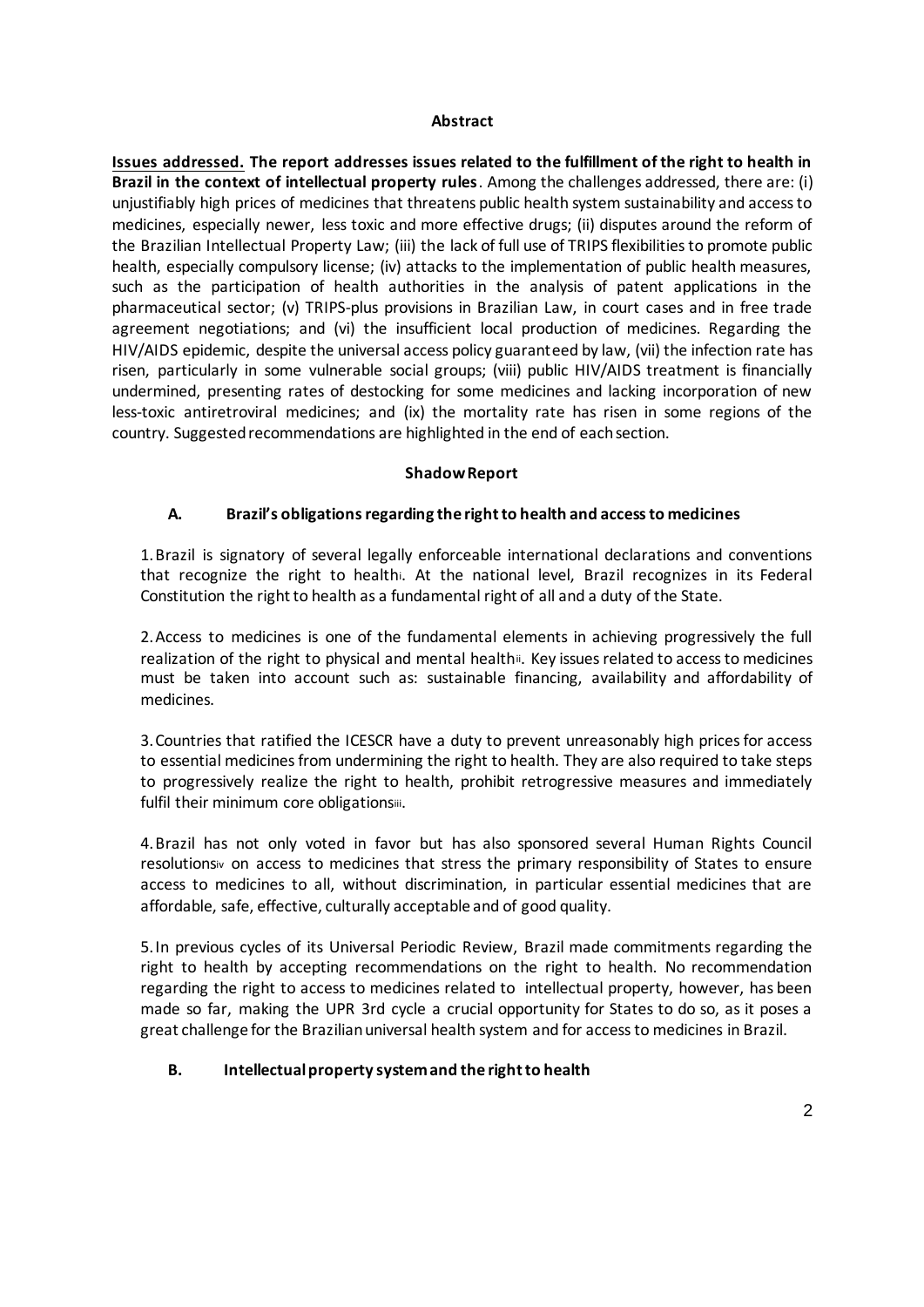**Abstract**

**Issues addressed. The report addresses issues related to the fulfillment of the right to health in Brazil in the context of intellectual property rules**. Among the challenges addressed, there are: (i) unjustifiably high prices of medicines that threatens public health system sustainability and access to medicines, especially newer, less toxic and more effective drugs; (ii) disputes around the reform of the Brazilian Intellectual Property Law; (iii) the lack of full use of TRIPS flexibilities to promote public health, especially compulsory license; (iv) attacks to the implementation of public health measures, such as the participation of health authorities in the analysis of patent applications in the pharmaceutical sector; (v) TRIPS-plus provisions in Brazilian Law, in court cases and in free trade agreement negotiations; and (vi) the insufficient local production of medicines. Regarding the HIV/AIDS epidemic, despite the universal access policy guaranteed by law, (vii) the infection rate has risen, particularly in some vulnerable social groups; (viii) public HIV/AIDS treatment is financially undermined, presenting rates of destocking for some medicines and lacking incorporation of new less-toxic antiretroviral medicines; and (ix) the mortality rate has risen in some regions of the country. Suggested recommendations are highlighted in the end of each section.

**Shadow Report**

**A. Brazil's obligations regarding the right to health and access to medicines**

1. Brazil is signatory of several legally enforceable international declarations and conventions that recognize the right to health[i]. At the national level, Brazil recognizes in its Federal Constitution the right to health as a fundamental right of all and a duty of the State.

2. Access to medicines is one of the fundamental elements in achieving progressively the full realization of the right to physical and mental health[ii]. Key issues related to access to medicines must be taken into account such as: sustainable financing, availability and affordability of medicines.

3. Countries that ratified the ICESCR have a duty to prevent unreasonably high prices for access to essential medicines from undermining the right to health. They are also required to take steps to progressively realize the right to health, prohibit retrogressive measures and immediately fulfil their minimum core obligations[iii].

4. Brazil has not only voted in favor but has also sponsored several Human Rights Council resolutions[iv] on access to medicines that stress the primary responsibility of States to ensure access to medicines to all, without discrimination, in particular essential medicines that are affordable, safe, effective, culturally acceptable and of good quality.

5. In previous cycles of its Universal Periodic Review, Brazil made commitments regarding the right to health by accepting recommendations on the right to health. No recommendation regarding the right to access to medicines related to intellectual property, however, has been made so far, making the UPR 3rd cycle a crucial opportunity for States to do so, as it poses a great challenge for the Brazilian universal health system and for access to medicines in Brazil.

**B. Intellectual property system and the right to health**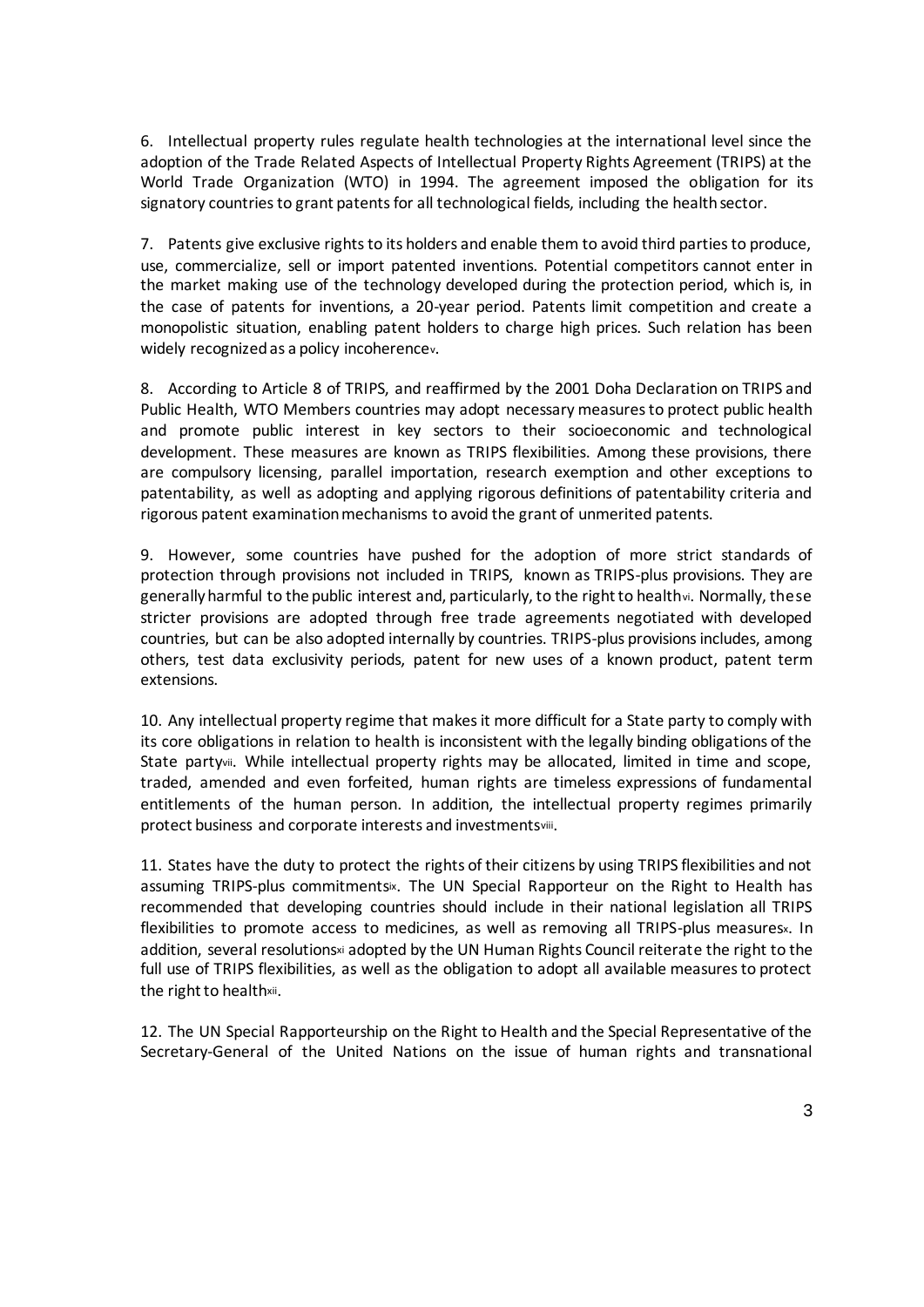6. Intellectual property rules regulate health technologies at the international level since the adoption of the Trade Related Aspects of Intellectual Property Rights Agreement (TRIPS) at the World Trade Organization (WTO) in 1994. The agreement imposed the obligation for its signatory countries to grant patents for all technological fields, including the health sector.

7. Patents give exclusive rights to its holders and enable them to avoid third parties to produce, use, commercialize, sell or import patented inventions. Potential competitors cannot enter in the market making use of the technology developed during the protection period, which is, in the case of patents for inventions, a 20-year period. Patents limit competition and create a monopolistic situation, enabling patent holders to charge high prices. Such relation has been widely recognized as a policy incoherence[v].

8. According to Article 8 of TRIPS, and reaffirmed by the 2001 Doha Declaration on TRIPS and Public Health, WTO Members countries may adopt necessary measures to protect public health and promote public interest in key sectors to their socioeconomic and technological development. These measures are known as TRIPS flexibilities. Among these provisions, there are compulsory licensing, parallel importation, research exemption and other exceptions to patentability, as well as adopting and applying rigorous definitions of patentability criteria and rigorous patent examination mechanisms to avoid the grant of unmerited patents.

9. However, some countries have pushed for the adoption of more strict standards of protection through provisions not included in TRIPS, known as TRIPS-plus provisions. They are generally harmful to the public interest and, particularly, to the right to health[vi]. Normally, these stricter provisions are adopted through free trade agreements negotiated with developed countries, but can be also adopted internally by countries. TRIPS-plus provisions includes, among others, test data exclusivity periods, patent for new uses of a known product, patent term extensions.

10. Any intellectual property regime that makes it more difficult for a State party to comply with its core obligations in relation to health is inconsistent with the legally binding obligations of the State party[vii]. While intellectual property rights may be allocated, limited in time and scope, traded, amended and even forfeited, human rights are timeless expressions of fundamental entitlements of the human person. In addition, the intellectual property regimes primarily protect business and corporate interests and investments[viii].

11. States have the duty to protect the rights of their citizens by using TRIPS flexibilities and not assuming TRIPS-plus commitments[ix]. The UN Special Rapporteur on the Right to Health has recommended that developing countries should include in their national legislation all TRIPS flexibilities to promote access to medicines, as well as removing all TRIPS-plus measures[x]. In addition, several resolutions[xi] adopted by the UN Human Rights Council reiterate the right to the full use of TRIPS flexibilities, as well as the obligation to adopt all available measures to protect the right to health[xii].

12. The UN Special Rapporteurship on the Right to Health and the Special Representative of the Secretary-General of the United Nations on the issue of human rights and transnational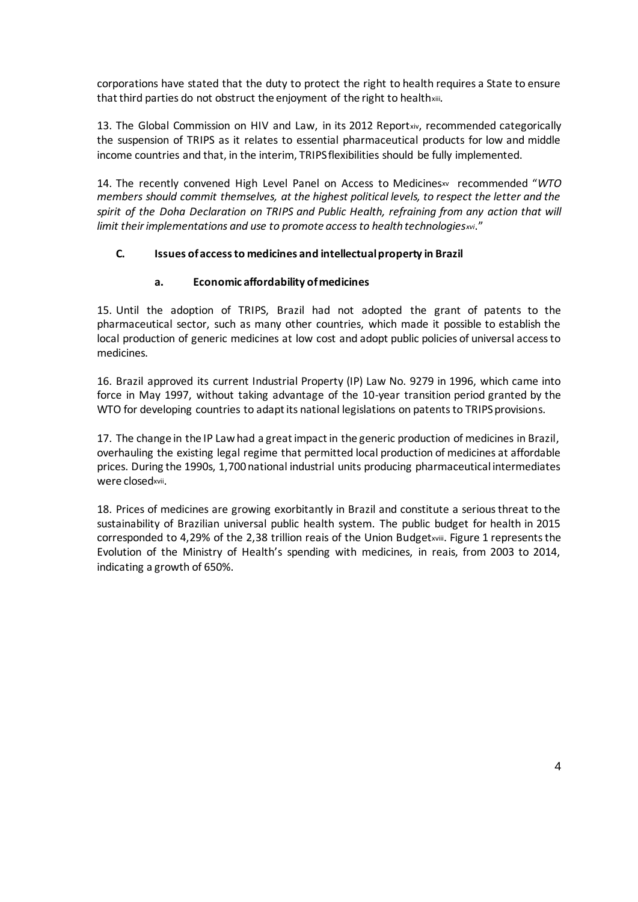corporations have stated that the duty to protect the right to health requires a State to ensure that third parties do not obstruct the enjoyment of the right to health[xiii].

13. The Global Commission on HIV and Law, in its 2012 Report[xiv], recommended categorically the suspension of TRIPS as it relates to essential pharmaceutical products for low and middle income countries and that, in the interim, TRIPS flexibilities should be fully implemented.

14. The recently convened High Level Panel on Access to Medicines[xv] recommended "*WTO members should commit themselves, at the highest political levels, to respect the letter and the spirit of the Doha Declaration on TRIPS and Public Health, refraining from any action that will limit their implementations and use to promote access to health technologies*[xvi]."

### C. Issues of access to medicines and intellectual property in Brazil

#### a. Economic affordability of medicines

15. Until the adoption of TRIPS, Brazil had not adopted the grant of patents to the pharmaceutical sector, such as many other countries, which made it possible to establish the local production of generic medicines at low cost and adopt public policies of universal access to medicines.

16. Brazil approved its current Industrial Property (IP) Law No. 9279 in 1996, which came into force in May 1997, without taking advantage of the 10-year transition period granted by the WTO for developing countries to adapt its national legislations on patents to TRIPS provisions.

17. The change in the IP Law had a great impact in the generic production of medicines in Brazil, overhauling the existing legal regime that permitted local production of medicines at affordable prices. During the 1990s, 1,700 national industrial units producing pharmaceutical intermediates were closed[xvii].

18. Prices of medicines are growing exorbitantly in Brazil and constitute a serious threat to the sustainability of Brazilian universal public health system. The public budget for health in 2015 corresponded to 4,29% of the 2,38 trillion reais of the Union Budget[xviii]. Figure 1 represents the Evolution of the Ministry of Health's spending with medicines, in reais, from 2003 to 2014, indicating a growth of 650%.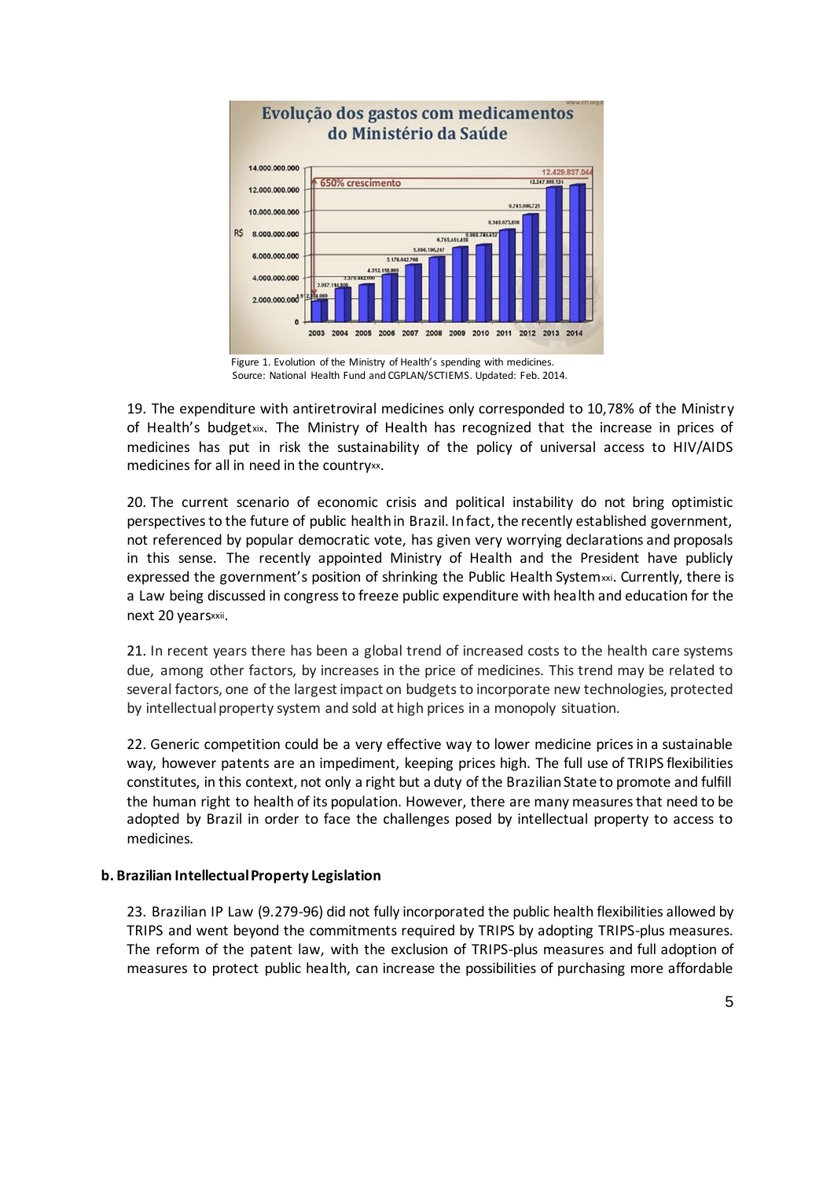Figure 1. Evolution of the Ministry of Health's spending with medicines.
Source: National Health Fund and CGPLAN/SCTIEMS. Updated: Feb. 2014.

19. The expenditure with antiretroviral medicines only corresponded to 10,78% of the Ministry of Health's budget[xix]. The Ministry of Health has recognized that the increase in prices of medicines has put in risk the sustainability of the policy of universal access to HIV/AIDS medicines for all in need in the country[xx].

20. The current scenario of economic crisis and political instability do not bring optimistic perspectives to the future of public health in Brazil. In fact, the recently established government, not referenced by popular democratic vote, has given very worrying declarations and proposals in this sense. The recently appointed Ministry of Health and the President have publicly expressed the government's position of shrinking the Public Health System[xxi]. Currently, there is a Law being discussed in congress to freeze public expenditure with health and education for the next 20 years[xxii].

21. In recent years there has been a global trend of increased costs to the health care systems due, among other factors, by increases in the price of medicines. This trend may be related to several factors, one of the largest impact on budgets to incorporate new technologies, protected by intellectual property system and sold at high prices in a monopoly situation.

22. Generic competition could be a very effective way to lower medicine prices in a sustainable way, however patents are an impediment, keeping prices high. The full use of TRIPS flexibilities constitutes, in this context, not only a right but a duty of the Brazilian State to promote and fulfill the human right to health of its population. However, there are many measures that need to be adopted by Brazil in order to face the challenges posed by intellectual property to access to medicines.

### b. Brazilian Intellectual Property Legislation

23. Brazilian IP Law (9.279-96) did not fully incorporated the public health flexibilities allowed by TRIPS and went beyond the commitments required by TRIPS by adopting TRIPS-plus measures. The reform of the patent law, with the exclusion of TRIPS-plus measures and full adoption of measures to protect public health, can increase the possibilities of purchasing more affordable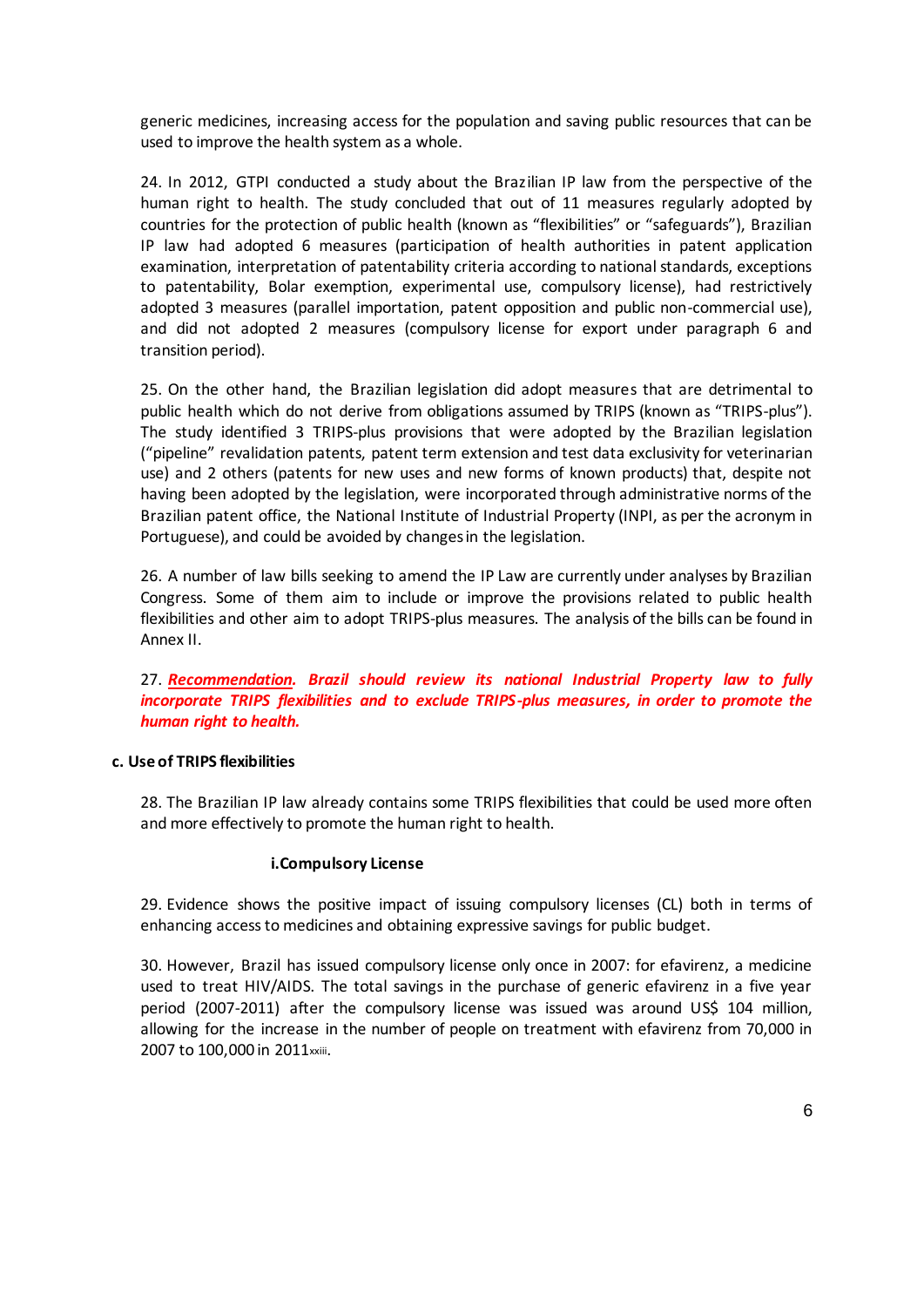generic medicines, increasing access for the population and saving public resources that can be used to improve the health system as a whole.

24. In 2012, GTPI conducted a study about the Brazilian IP law from the perspective of the human right to health. The study concluded that out of 11 measures regularly adopted by countries for the protection of public health (known as "flexibilities" or "safeguards"), Brazilian IP law had adopted 6 measures (participation of health authorities in patent application examination, interpretation of patentability criteria according to national standards, exceptions to patentability, Bolar exemption, experimental use, compulsory license), had restrictively adopted 3 measures (parallel importation, patent opposition and public non-commercial use), and did not adopted 2 measures (compulsory license for export under paragraph 6 and transition period).

25. On the other hand, the Brazilian legislation did adopt measures that are detrimental to public health which do not derive from obligations assumed by TRIPS (known as "TRIPS-plus"). The study identified 3 TRIPS-plus provisions that were adopted by the Brazilian legislation ("pipeline" revalidation patents, patent term extension and test data exclusivity for veterinarian use) and 2 others (patents for new uses and new forms of known products) that, despite not having been adopted by the legislation, were incorporated through administrative norms of the Brazilian patent office, the National Institute of Industrial Property (INPI, as per the acronym in Portuguese), and could be avoided by changes in the legislation.

26. A number of law bills seeking to amend the IP Law are currently under analyses by Brazilian Congress. Some of them aim to include or improve the provisions related to public health flexibilities and other aim to adopt TRIPS-plus measures. The analysis of the bills can be found in Annex II.

27. ***Recommendation. Brazil should review its national Industrial Property law to fully incorporate TRIPS flexibilities and to exclude TRIPS-plus measures, in order to promote the human right to health.***

### c. Use of TRIPS flexibilities

28. The Brazilian IP law already contains some TRIPS flexibilities that could be used more often and more effectively to promote the human right to health.

#### i. Compulsory License

29. Evidence shows the positive impact of issuing compulsory licenses (CL) both in terms of enhancing access to medicines and obtaining expressive savings for public budget.

30. However, Brazil has issued compulsory license only once in 2007: for efavirenz, a medicine used to treat HIV/AIDS. The total savings in the purchase of generic efavirenz in a five year period (2007-2011) after the compulsory license was issued was around US$ 104 million, allowing for the increase in the number of people on treatment with efavirenz from 70,000 in 2007 to 100,000 in 2011[xxiii].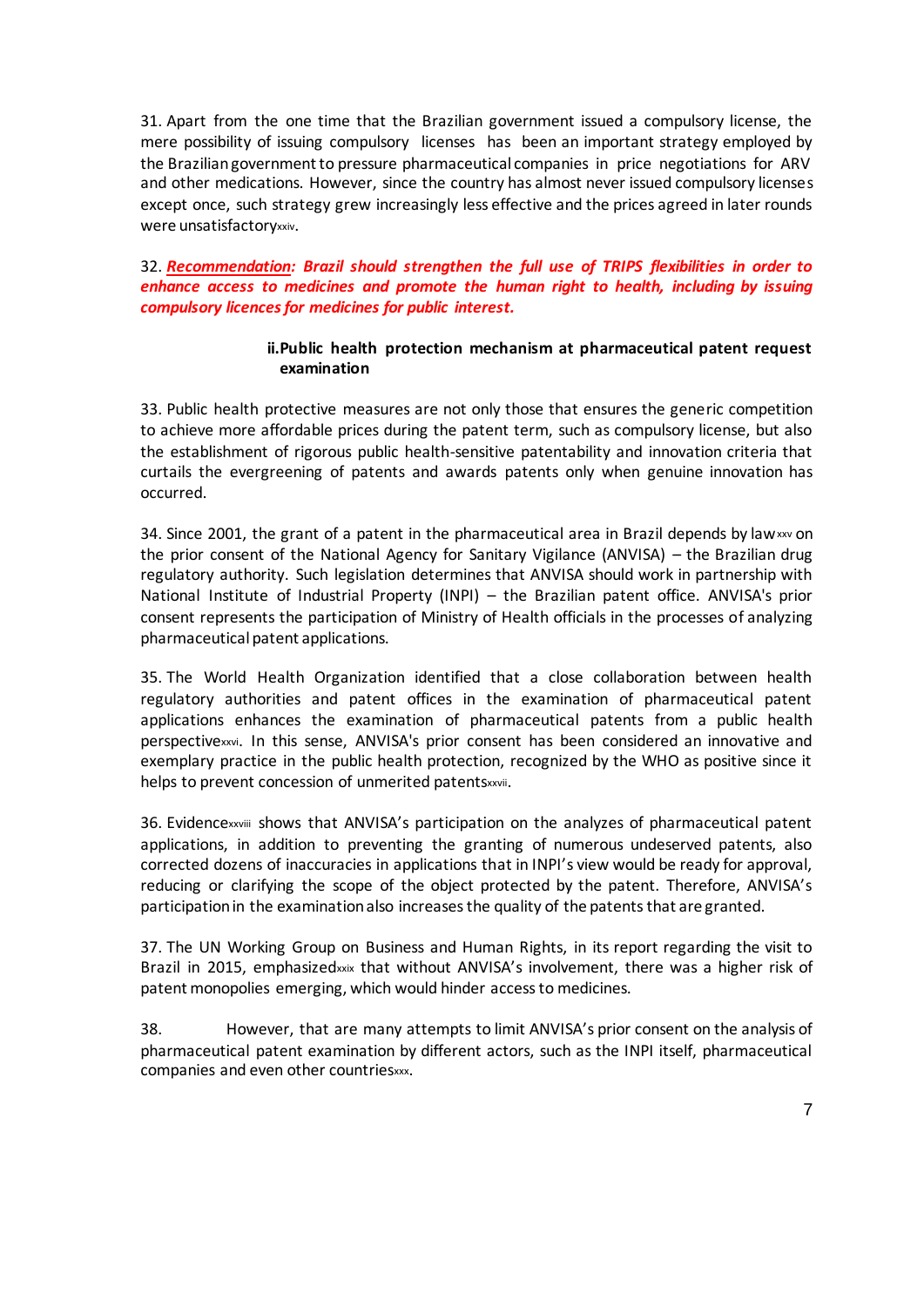31. Apart from the one time that the Brazilian government issued a compulsory license, the mere possibility of issuing compulsory licenses has been an important strategy employed by the Brazilian government to pressure pharmaceutical companies in price negotiations for ARV and other medications. However, since the country has almost never issued compulsory licenses except once, such strategy grew increasingly less effective and the prices agreed in later rounds were unsatisfactory[xxiv].

32. ***Recommendation**: Brazil should strengthen the full use of TRIPS flexibilities in order to enhance access to medicines and promote the human right to health, including by issuing compulsory licences for medicines for public interest.*

### ii. Public health protection mechanism at pharmaceutical patent request examination

33. Public health protective measures are not only those that ensures the generic competition to achieve more affordable prices during the patent term, such as compulsory license, but also the establishment of rigorous public health-sensitive patentability and innovation criteria that curtails the evergreening of patents and awards patents only when genuine innovation has occurred.

34. Since 2001, the grant of a patent in the pharmaceutical area in Brazil depends by law[xxv] on the prior consent of the National Agency for Sanitary Vigilance (ANVISA) – the Brazilian drug regulatory authority. Such legislation determines that ANVISA should work in partnership with National Institute of Industrial Property (INPI) – the Brazilian patent office. ANVISA's prior consent represents the participation of Ministry of Health officials in the processes of analyzing pharmaceutical patent applications.

35. The World Health Organization identified that a close collaboration between health regulatory authorities and patent offices in the examination of pharmaceutical patent applications enhances the examination of pharmaceutical patents from a public health perspective[xxvi]. In this sense, ANVISA's prior consent has been considered an innovative and exemplary practice in the public health protection, recognized by the WHO as positive since it helps to prevent concession of unmerited patents[xxvii].

36. Evidence[xxviii] shows that ANVISA's participation on the analyzes of pharmaceutical patent applications, in addition to preventing the granting of numerous undeserved patents, also corrected dozens of inaccuracies in applications that in INPI's view would be ready for approval, reducing or clarifying the scope of the object protected by the patent. Therefore, ANVISA's participation in the examination also increases the quality of the patents that are granted.

37. The UN Working Group on Business and Human Rights, in its report regarding the visit to Brazil in 2015, emphasized[xxix] that without ANVISA's involvement, there was a higher risk of patent monopolies emerging, which would hinder access to medicines.

38. However, that are many attempts to limit ANVISA's prior consent on the analysis of pharmaceutical patent examination by different actors, such as the INPI itself, pharmaceutical companies and even other countries[xxx].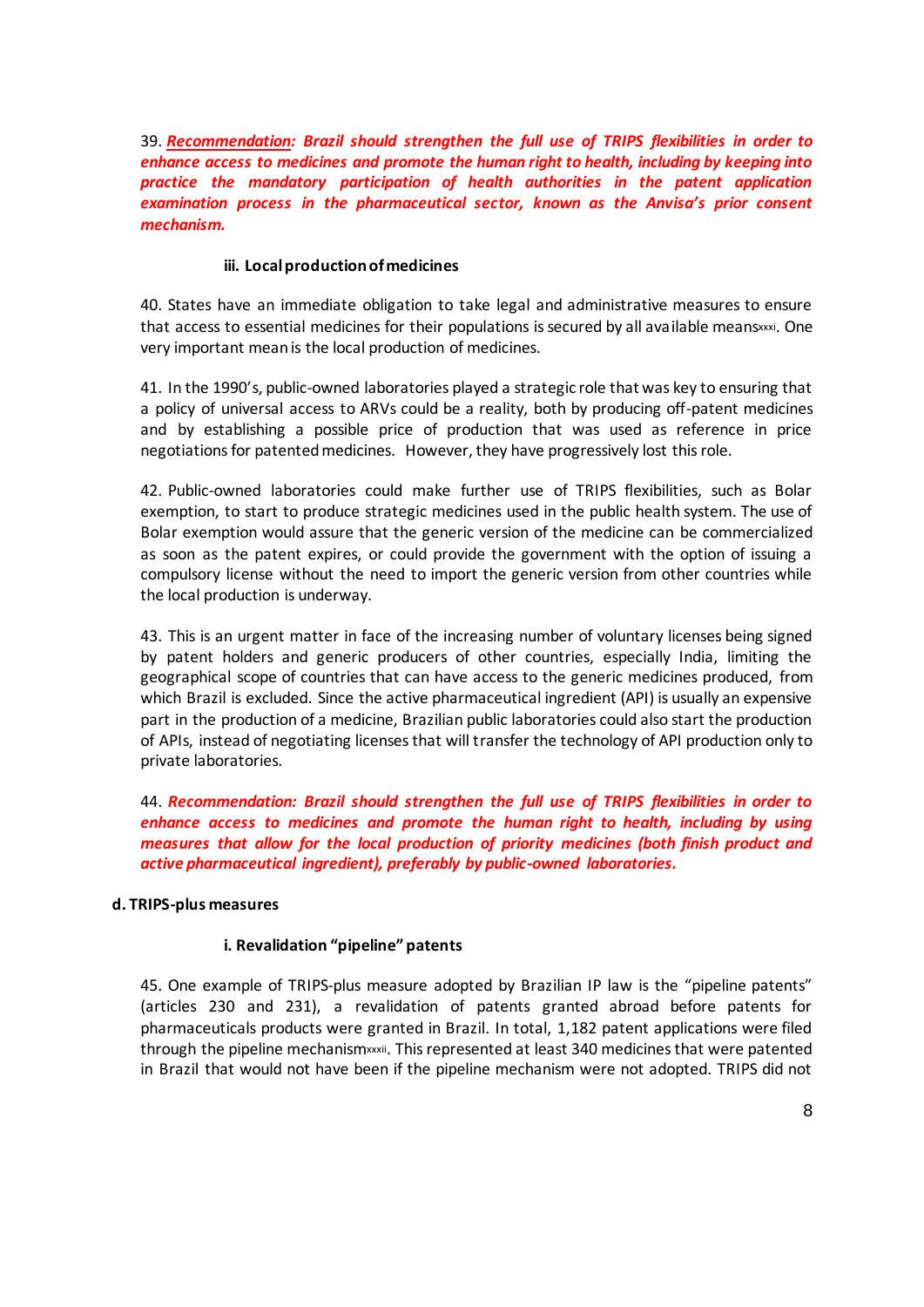39. ***Recommendation**: Brazil should strengthen the full use of TRIPS flexibilities in order to enhance access to medicines and promote the human right to health, including by keeping into practice the mandatory participation of health authorities in the patent application examination process in the pharmaceutical sector, known as the Anvisa's prior consent mechanism.*

#### iii. Local production of medicines

40. States have an immediate obligation to take legal and administrative measures to ensure that access to essential medicines for their populations is secured by all available means[xxxi]. One very important mean is the local production of medicines.

41. In the 1990's, public-owned laboratories played a strategic role that was key to ensuring that a policy of universal access to ARVs could be a reality, both by producing off-patent medicines and by establishing a possible price of production that was used as reference in price negotiations for patented medicines. However, they have progressively lost this role.

42. Public-owned laboratories could make further use of TRIPS flexibilities, such as Bolar exemption, to start to produce strategic medicines used in the public health system. The use of Bolar exemption would assure that the generic version of the medicine can be commercialized as soon as the patent expires, or could provide the government with the option of issuing a compulsory license without the need to import the generic version from other countries while the local production is underway.

43. This is an urgent matter in face of the increasing number of voluntary licenses being signed by patent holders and generic producers of other countries, especially India, limiting the geographical scope of countries that can have access to the generic medicines produced, from which Brazil is excluded. Since the active pharmaceutical ingredient (API) is usually an expensive part in the production of a medicine, Brazilian public laboratories could also start the production of APIs, instead of negotiating licenses that will transfer the technology of API production only to private laboratories.

44. ***Recommendation: Brazil should strengthen the full use of TRIPS flexibilities in order to enhance access to medicines and promote the human right to health, including by using measures that allow for the local production of priority medicines (both finish product and active pharmaceutical ingredient), preferably by public-owned laboratories.***

### d. TRIPS-plus measures

#### i. Revalidation "pipeline" patents

45. One example of TRIPS-plus measure adopted by Brazilian IP law is the "pipeline patents" (articles 230 and 231), a revalidation of patents granted abroad before patents for pharmaceuticals products were granted in Brazil. In total, 1,182 patent applications were filed through the pipeline mechanism[xxxii]. This represented at least 340 medicines that were patented in Brazil that would not have been if the pipeline mechanism were not adopted. TRIPS did not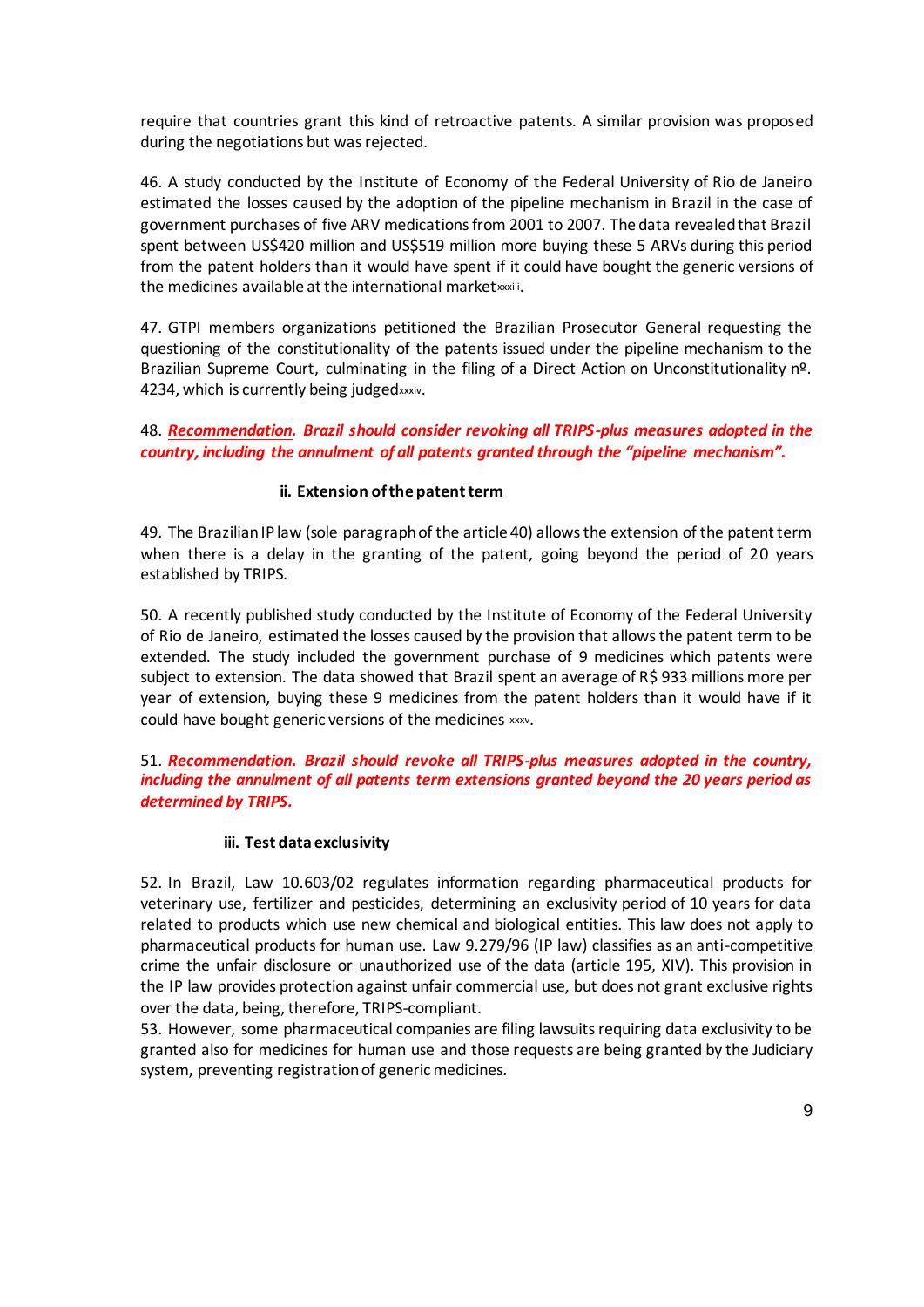require that countries grant this kind of retroactive patents. A similar provision was proposed during the negotiations but was rejected.

46. A study conducted by the Institute of Economy of the Federal University of Rio de Janeiro estimated the losses caused by the adoption of the pipeline mechanism in Brazil in the case of government purchases of five ARV medications from 2001 to 2007. The data revealed that Brazil spent between US$420 million and US$519 million more buying these 5 ARVs during this period from the patent holders than it would have spent if it could have bought the generic versions of the medicines available at the international market[xxxiii].

47. GTPI members organizations petitioned the Brazilian Prosecutor General requesting the questioning of the constitutionality of the patents issued under the pipeline mechanism to the Brazilian Supreme Court, culminating in the filing of a Direct Action on Unconstitutionality nº. 4234, which is currently being judged[xxxiv].

48. ***Recommendation*. *Brazil should consider revoking all TRIPS-plus measures adopted in the country, including the annulment of all patents granted through the "pipeline mechanism".***

#### ii. Extension of the patent term

49. The Brazilian IP law (sole paragraph of the article 40) allows the extension of the patent term when there is a delay in the granting of the patent, going beyond the period of 20 years established by TRIPS.

50. A recently published study conducted by the Institute of Economy of the Federal University of Rio de Janeiro, estimated the losses caused by the provision that allows the patent term to be extended. The study included the government purchase of 9 medicines which patents were subject to extension. The data showed that Brazil spent an average of R$ 933 millions more per year of extension, buying these 9 medicines from the patent holders than it would have if it could have bought generic versions of the medicines [xxxv].

51. ***Recommendation*. *Brazil should revoke all TRIPS-plus measures adopted in the country, including the annulment of all patents term extensions granted beyond the 20 years period as determined by TRIPS.***

#### iii. Test data exclusivity

52. In Brazil, Law 10.603/02 regulates information regarding pharmaceutical products for veterinary use, fertilizer and pesticides, determining an exclusivity period of 10 years for data related to products which use new chemical and biological entities. This law does not apply to pharmaceutical products for human use. Law 9.279/96 (IP law) classifies as an anti-competitive crime the unfair disclosure or unauthorized use of the data (article 195, XIV). This provision in the IP law provides protection against unfair commercial use, but does not grant exclusive rights over the data, being, therefore, TRIPS-compliant.

53. However, some pharmaceutical companies are filing lawsuits requiring data exclusivity to be granted also for medicines for human use and those requests are being granted by the Judiciary system, preventing registration of generic medicines.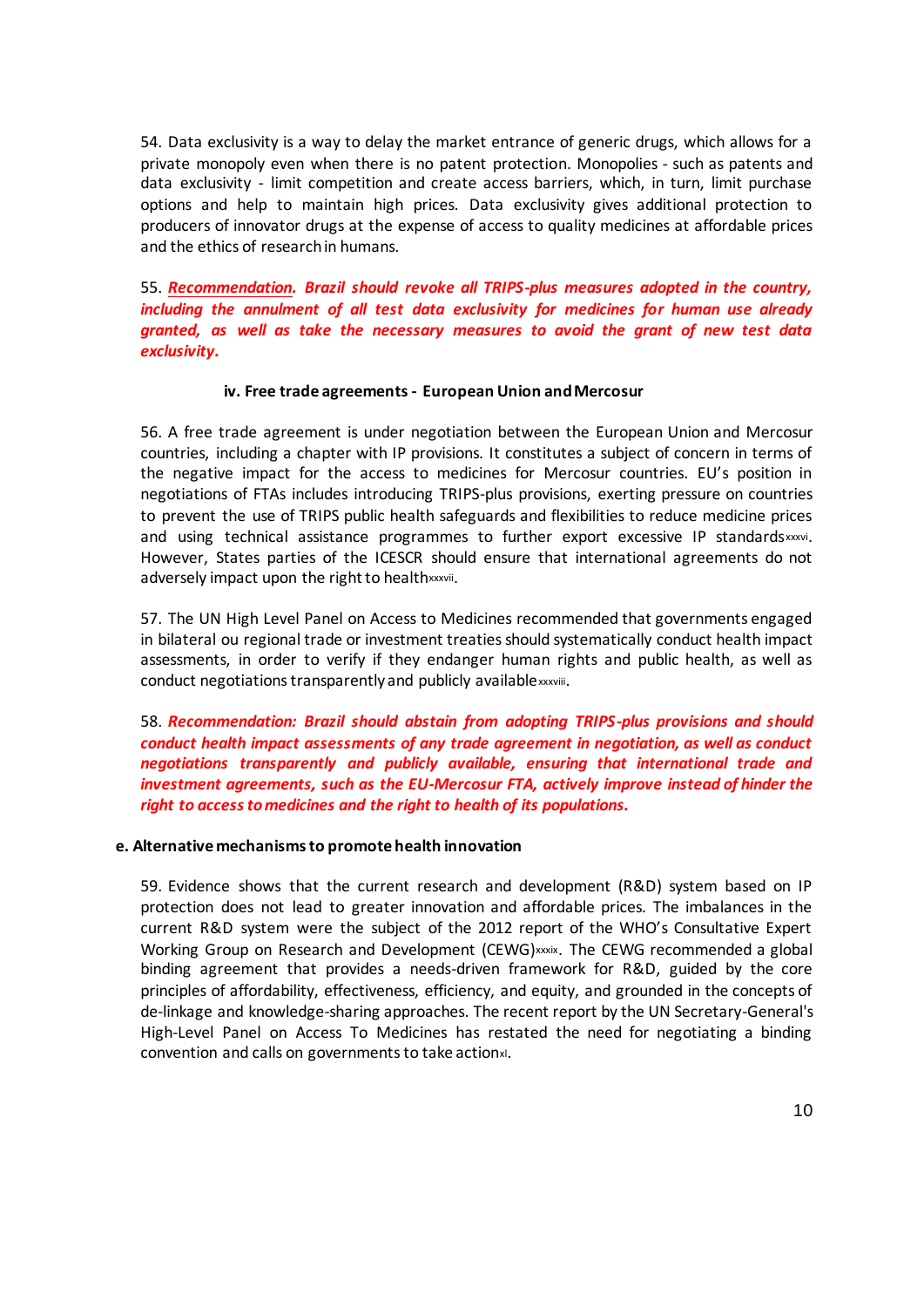54. Data exclusivity is a way to delay the market entrance of generic drugs, which allows for a private monopoly even when there is no patent protection. Monopolies - such as patents and data exclusivity - limit competition and create access barriers, which, in turn, limit purchase options and help to maintain high prices. Data exclusivity gives additional protection to producers of innovator drugs at the expense of access to quality medicines at affordable prices and the ethics of research in humans.

55. ***Recommendation.*** ***Brazil should revoke all TRIPS-plus measures adopted in the country, including the annulment of all test data exclusivity for medicines for human use already granted, as well as take the necessary measures to avoid the grant of new test data exclusivity.***

#### iv. Free trade agreements - European Union and Mercosur

56. A free trade agreement is under negotiation between the European Union and Mercosur countries, including a chapter with IP provisions. It constitutes a subject of concern in terms of the negative impact for the access to medicines for Mercosur countries. EU's position in negotiations of FTAs includes introducing TRIPS-plus provisions, exerting pressure on countries to prevent the use of TRIPS public health safeguards and flexibilities to reduce medicine prices and using technical assistance programmes to further export excessive IP standards[xxxvi]. However, States parties of the ICESCR should ensure that international agreements do not adversely impact upon the right to health[xxxvii].

57. The UN High Level Panel on Access to Medicines recommended that governments engaged in bilateral ou regional trade or investment treaties should systematically conduct health impact assessments, in order to verify if they endanger human rights and public health, as well as conduct negotiations transparently and publicly available[xxxviii].

58. ***Recommendation: Brazil should abstain from adopting TRIPS-plus provisions and should conduct health impact assessments of any trade agreement in negotiation, as well as conduct negotiations transparently and publicly available, ensuring that international trade and investment agreements, such as the EU-Mercosur FTA, actively improve instead of hinder the right to access to medicines and the right to health of its populations.***

### e. Alternative mechanisms to promote health innovation

59. Evidence shows that the current research and development (R&D) system based on IP protection does not lead to greater innovation and affordable prices. The imbalances in the current R&D system were the subject of the 2012 report of the WHO's Consultative Expert Working Group on Research and Development (CEWG)[xxxix]. The CEWG recommended a global binding agreement that provides a needs-driven framework for R&D, guided by the core principles of affordability, effectiveness, efficiency, and equity, and grounded in the concepts of de-linkage and knowledge-sharing approaches. The recent report by the UN Secretary-General's High-Level Panel on Access To Medicines has restated the need for negotiating a binding convention and calls on governments to take action[xl].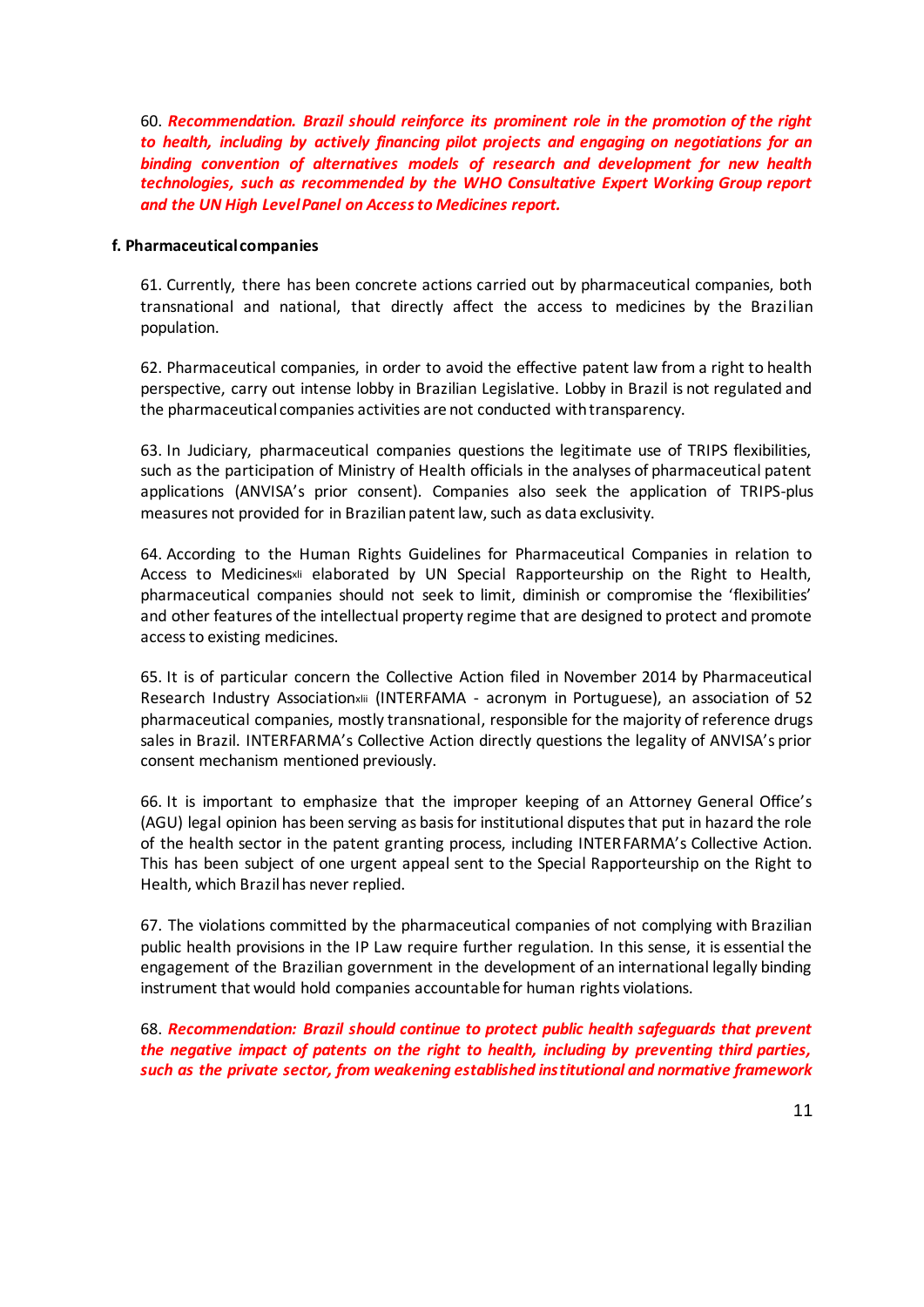60. ***Recommendation. Brazil should reinforce its prominent role in the promotion of the right to health, including by actively financing pilot projects and engaging on negotiations for an binding convention of alternatives models of research and development for new health technologies, such as recommended by the WHO Consultative Expert Working Group report and the UN High Level Panel on Access to Medicines report.***

**f. Pharmaceutical companies**

61. Currently, there has been concrete actions carried out by pharmaceutical companies, both transnational and national, that directly affect the access to medicines by the Brazilian population.

62. Pharmaceutical companies, in order to avoid the effective patent law from a right to health perspective, carry out intense lobby in Brazilian Legislative. Lobby in Brazil is not regulated and the pharmaceutical companies activities are not conducted with transparency.

63. In Judiciary, pharmaceutical companies questions the legitimate use of TRIPS flexibilities, such as the participation of Ministry of Health officials in the analyses of pharmaceutical patent applications (ANVISA's prior consent). Companies also seek the application of TRIPS-plus measures not provided for in Brazilian patent law, such as data exclusivity.

64. According to the Human Rights Guidelines for Pharmaceutical Companies in relation to Access to Medicines[xli] elaborated by UN Special Rapporteurship on the Right to Health, pharmaceutical companies should not seek to limit, diminish or compromise the 'flexibilities' and other features of the intellectual property regime that are designed to protect and promote access to existing medicines.

65. It is of particular concern the Collective Action filed in November 2014 by Pharmaceutical Research Industry Association[xlii] (INTERFAMA - acronym in Portuguese), an association of 52 pharmaceutical companies, mostly transnational, responsible for the majority of reference drugs sales in Brazil. INTERFARMA's Collective Action directly questions the legality of ANVISA's prior consent mechanism mentioned previously.

66. It is important to emphasize that the improper keeping of an Attorney General Office's (AGU) legal opinion has been serving as basis for institutional disputes that put in hazard the role of the health sector in the patent granting process, including INTERFARMA's Collective Action. This has been subject of one urgent appeal sent to the Special Rapporteurship on the Right to Health, which Brazil has never replied.

67. The violations committed by the pharmaceutical companies of not complying with Brazilian public health provisions in the IP Law require further regulation. In this sense, it is essential the engagement of the Brazilian government in the development of an international legally binding instrument that would hold companies accountable for human rights violations.

68. ***Recommendation: Brazil should continue to protect public health safeguards that prevent the negative impact of patents on the right to health, including by preventing third parties, such as the private sector, from weakening established institutional and normative framework***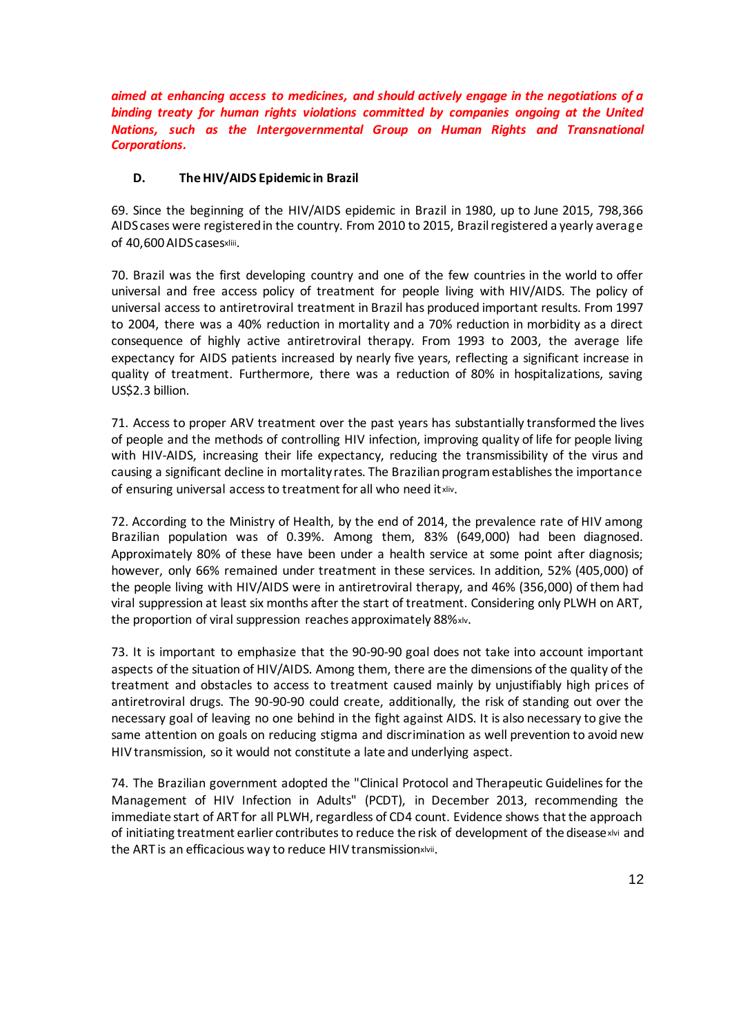***aimed at enhancing access to medicines, and should actively engage in the negotiations of a binding treaty for human rights violations committed by companies ongoing at the United Nations, such as the Intergovernmental Group on Human Rights and Transnational Corporations.***

### D. The HIV/AIDS Epidemic in Brazil

69. Since the beginning of the HIV/AIDS epidemic in Brazil in 1980, up to June 2015, 798,366 AIDS cases were registered in the country. From 2010 to 2015, Brazil registered a yearly average of 40,600 AIDS cases[xliii].

70. Brazil was the first developing country and one of the few countries in the world to offer universal and free access policy of treatment for people living with HIV/AIDS. The policy of universal access to antiretroviral treatment in Brazil has produced important results. From 1997 to 2004, there was a 40% reduction in mortality and a 70% reduction in morbidity as a direct consequence of highly active antiretroviral therapy. From 1993 to 2003, the average life expectancy for AIDS patients increased by nearly five years, reflecting a significant increase in quality of treatment. Furthermore, there was a reduction of 80% in hospitalizations, saving US$2.3 billion.

71. Access to proper ARV treatment over the past years has substantially transformed the lives of people and the methods of controlling HIV infection, improving quality of life for people living with HIV-AIDS, increasing their life expectancy, reducing the transmissibility of the virus and causing a significant decline in mortality rates. The Brazilian program establishes the importance of ensuring universal access to treatment for all who need it[xliv].

72. According to the Ministry of Health, by the end of 2014, the prevalence rate of HIV among Brazilian population was of 0.39%. Among them, 83% (649,000) had been diagnosed. Approximately 80% of these have been under a health service at some point after diagnosis; however, only 66% remained under treatment in these services. In addition, 52% (405,000) of the people living with HIV/AIDS were in antiretroviral therapy, and 46% (356,000) of them had viral suppression at least six months after the start of treatment. Considering only PLWH on ART, the proportion of viral suppression reaches approximately 88%[xlv].

73. It is important to emphasize that the 90-90-90 goal does not take into account important aspects of the situation of HIV/AIDS. Among them, there are the dimensions of the quality of the treatment and obstacles to access to treatment caused mainly by unjustifiably high prices of antiretroviral drugs. The 90-90-90 could create, additionally, the risk of standing out over the necessary goal of leaving no one behind in the fight against AIDS. It is also necessary to give the same attention on goals on reducing stigma and discrimination as well prevention to avoid new HIV transmission, so it would not constitute a late and underlying aspect.

74. The Brazilian government adopted the "Clinical Protocol and Therapeutic Guidelines for the Management of HIV Infection in Adults" (PCDT), in December 2013, recommending the immediate start of ART for all PLWH, regardless of CD4 count. Evidence shows that the approach of initiating treatment earlier contributes to reduce the risk of development of the disease[xlvi] and the ART is an efficacious way to reduce HIV transmission[xlvii].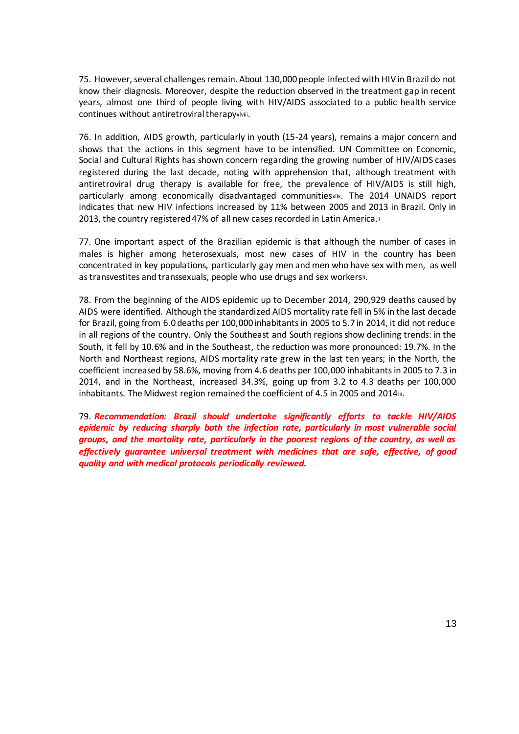75. However, several challenges remain. About 130,000 people infected with HIV in Brazil do not know their diagnosis. Moreover, despite the reduction observed in the treatment gap in recent years, almost one third of people living with HIV/AIDS associated to a public health service continues without antiretroviral therapy[xlviii].

76. In addition, AIDS growth, particularly in youth (15-24 years), remains a major concern and shows that the actions in this segment have to be intensified. UN Committee on Economic, Social and Cultural Rights has shown concern regarding the growing number of HIV/AIDS cases registered during the last decade, noting with apprehension that, although treatment with antiretroviral drug therapy is available for free, the prevalence of HIV/AIDS is still high, particularly among economically disadvantaged communities[xlix]. The 2014 UNAIDS report indicates that new HIV infections increased by 11% between 2005 and 2013 in Brazil. Only in 2013, the country registered 47% of all new cases recorded in Latin America.[l]

77. One important aspect of the Brazilian epidemic is that although the number of cases in males is higher among heterosexuals, most new cases of HIV in the country has been concentrated in key populations, particularly gay men and men who have sex with men, as well as transvestites and transsexuals, people who use drugs and sex workers[li].

78. From the beginning of the AIDS epidemic up to December 2014, 290,929 deaths caused by AIDS were identified. Although the standardized AIDS mortality rate fell in 5% in the last decade for Brazil, going from 6.0 deaths per 100,000 inhabitants in 2005 to 5.7 in 2014, it did not reduce in all regions of the country. Only the Southeast and South regions show declining trends: in the South, it fell by 10.6% and in the Southeast, the reduction was more pronounced: 19.7%. In the North and Northeast regions, AIDS mortality rate grew in the last ten years; in the North, the coefficient increased by 58.6%, moving from 4.6 deaths per 100,000 inhabitants in 2005 to 7.3 in 2014, and in the Northeast, increased 34.3%, going up from 3.2 to 4.3 deaths per 100,000 inhabitants. The Midwest region remained the coefficient of 4.5 in 2005 and 2014[lii].

79. ***Recommendation: Brazil should undertake significantly efforts to tackle HIV/AIDS epidemic by reducing sharply both the infection rate, particularly in most vulnerable social groups, and the mortality rate, particularly in the poorest regions of the country, as well as effectively guarantee universal treatment with medicines that are safe, effective, of good quality and with medical protocols periodically reviewed.***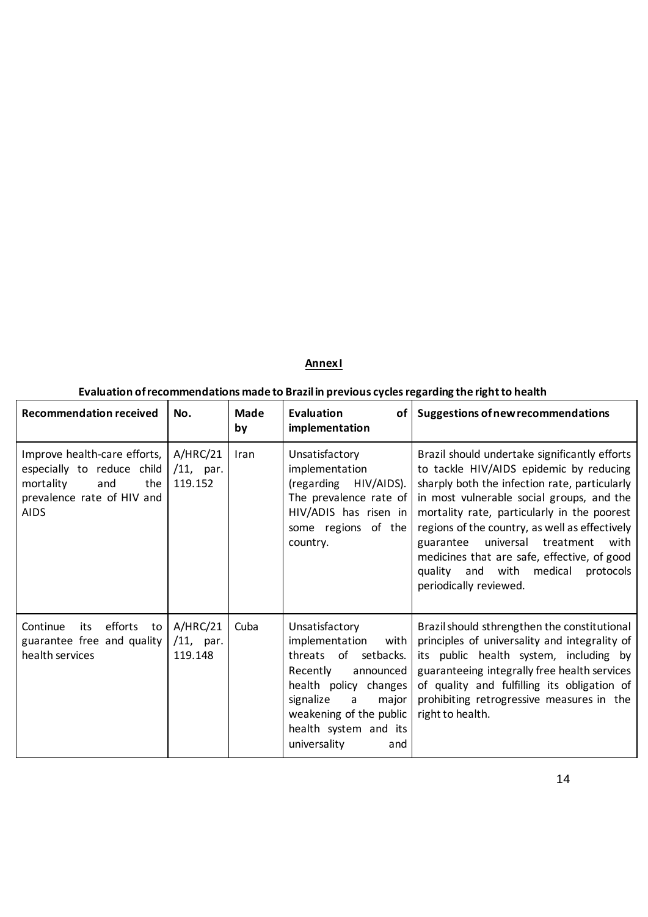**Annex I**

**Evaluation of recommendations made to Brazil in previous cycles regarding the right to health**

| Recommendation received | No. | Made by | Evaluation of implementation | Suggestions of new recommendations |
|---|---|---|---|---|
| Improve health-care efforts, especially to reduce child mortality and the prevalence rate of HIV and AIDS | A/HRC/21 /11, par. 119.152 | Iran | Unsatisfactory implementation (regarding HIV/AIDS). The prevalence rate of HIV/ADIS has risen in some regions of the country. | Brazil should undertake significantly efforts to tackle HIV/AIDS epidemic by reducing sharply both the infection rate, particularly in most vulnerable social groups, and the mortality rate, particularly in the poorest regions of the country, as well as effectively guarantee universal treatment with medicines that are safe, effective, of good quality and with medical protocols periodically reviewed. |
| Continue its efforts to guarantee free and quality health services | A/HRC/21 /11, par. 119.148 | Cuba | Unsatisfactory implementation with threats of setbacks. Recently announced health policy changes signalize a major weakening of the public health system and its universality and | Brazil should sthrengthen the constitutional principles of universality and integrality of its public health system, including by guaranteeing integrally free health services of quality and fulfilling its obligation of prohibiting retrogressive measures in the right to health. |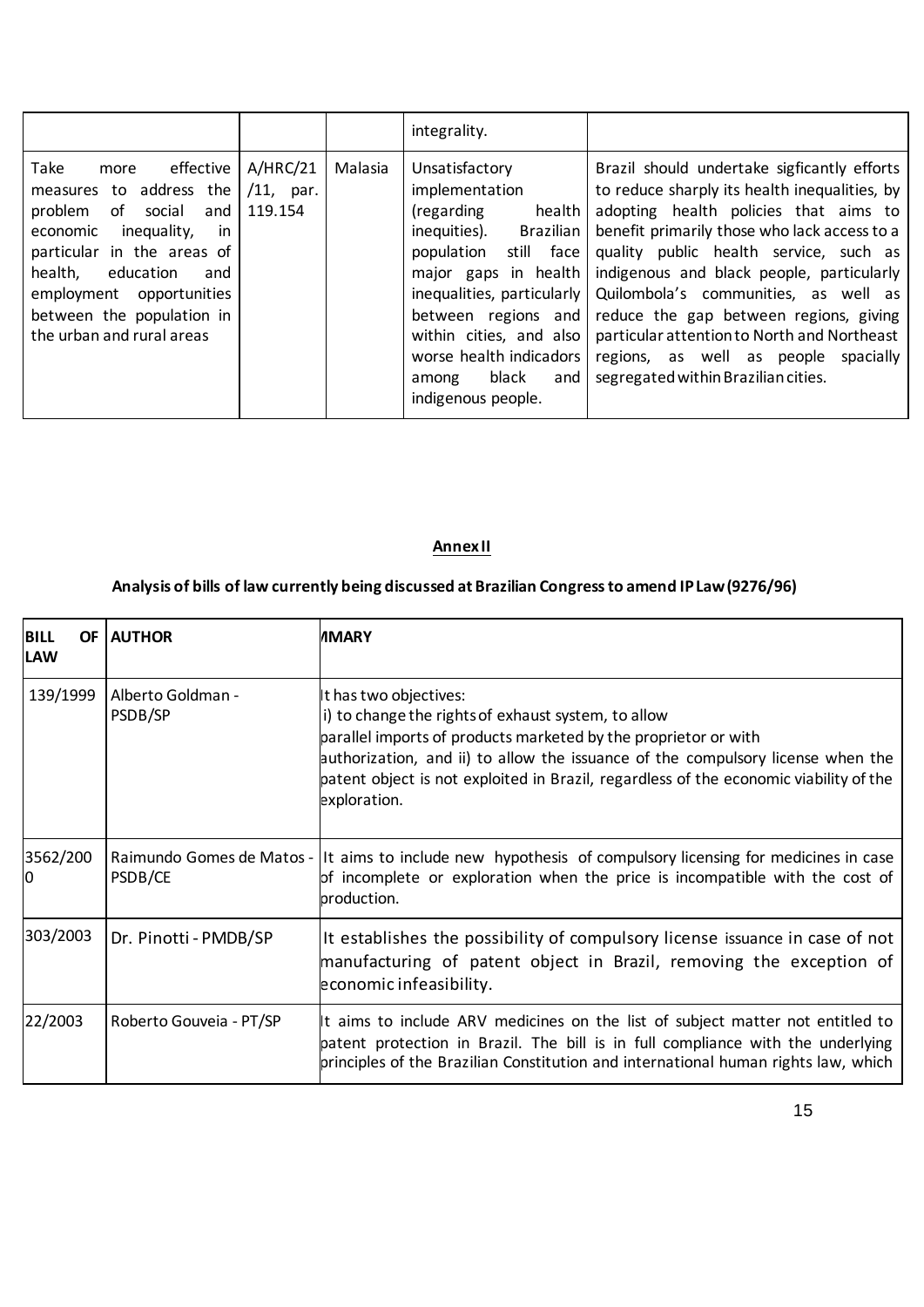|  |  |  | integrality. |  |
|---|---|---|---|---|
| Take more effective measures to address the problem of social and economic inequality, in particular in the areas of health, education and employment opportunities between the population in the urban and rural areas | A/HRC/21 /11, par. 119.154 | Malasia | Unsatisfactory implementation (regarding health inequities). Brazilian population still face major gaps in health inequalities, particularly between regions and within cities, and also worse health indicadors among black and indigenous people. | Brazil should undertake sigficantly efforts to reduce sharply its health inequalities, by adopting health policies that aims to benefit primarily those who lack access to a quality public health service, such as indigenous and black people, particularly Quilombola's communities, as well as reduce the gap between regions, giving particular attention to North and Northeast regions, as well as people spacially segregated within Brazilian cities. |

**Annex II**

**Analysis of bills of law currently being discussed at Brazilian Congress to amend IP Law (9276/96)**

| BILL OF LAW | AUTHOR | MMARY |
|---|---|---|
| 139/1999 | Alberto Goldman - PSDB/SP | It has two objectives: i) to change the rights of exhaust system, to allow parallel imports of products marketed by the proprietor or with authorization, and ii) to allow the issuance of the compulsory license when the patent object is not exploited in Brazil, regardless of the economic viability of the exploration. |
| 3562/2000 | Raimundo Gomes de Matos - PSDB/CE | It aims to include new hypothesis of compulsory licensing for medicines in case of incomplete or exploration when the price is incompatible with the cost of production. |
| 303/2003 | Dr. Pinotti - PMDB/SP | It establishes the possibility of compulsory license issuance in case of not manufacturing of patent object in Brazil, removing the exception of economic infeasibility. |
| 22/2003 | Roberto Gouveia - PT/SP | It aims to include ARV medicines on the list of subject matter not entitled to patent protection in Brazil. The bill is in full compliance with the underlying principles of the Brazilian Constitution and international human rights law, which |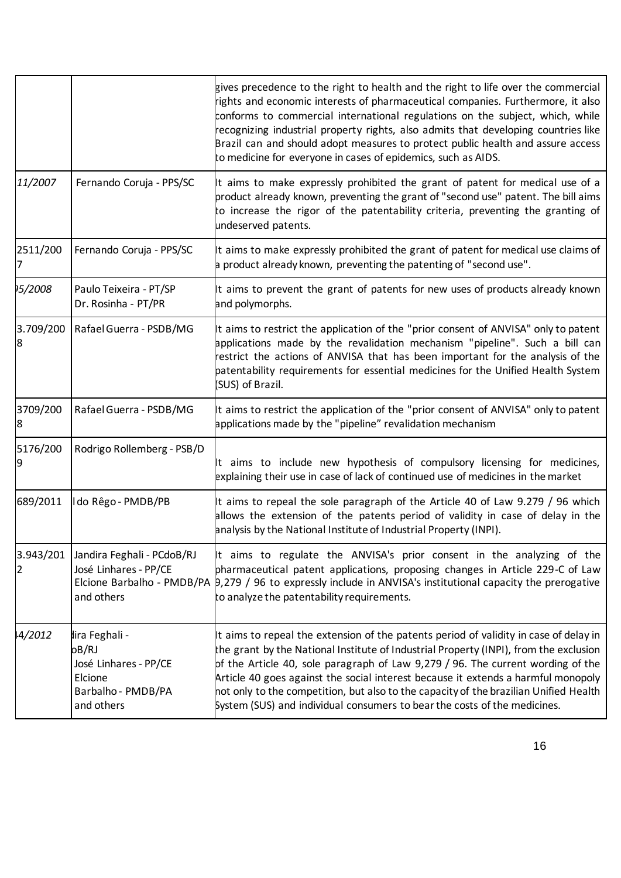| | | |
|---|---|---|
| | | gives precedence to the right to health and the right to life over the commercial rights and economic interests of pharmaceutical companies. Furthermore, it also conforms to commercial international regulations on the subject, which, while recognizing industrial property rights, also admits that developing countries like Brazil can and should adopt measures to protect public health and assure access to medicine for everyone in cases of epidemics, such as AIDS. |
| *11/2007* | Fernando Coruja - PPS/SC | It aims to make expressly prohibited the grant of patent for medical use of a product already known, preventing the grant of "second use" patent. The bill aims to increase the rigor of the patentability criteria, preventing the granting of undeserved patents. |
| 2511/2007 | Fernando Coruja - PPS/SC | It aims to make expressly prohibited the grant of patent for medical use claims of a product already known, preventing the patenting of "second use". |
| *)5/2008* | Paulo Teixeira - PT/SP<br>Dr. Rosinha - PT/PR | It aims to prevent the grant of patents for new uses of products already known and polymorphs. |
| 3.709/2008 | Rafael Guerra - PSDB/MG | It aims to restrict the application of the "prior consent of ANVISA" only to patent applications made by the revalidation mechanism "pipeline". Such a bill can restrict the actions of ANVISA that has been important for the analysis of the patentability requirements for essential medicines for the Unified Health System (SUS) of Brazil. |
| 3709/2008 | Rafael Guerra - PSDB/MG | It aims to restrict the application of the "prior consent of ANVISA" only to patent applications made by the "pipeline" revalidation mechanism |
| 5176/2009 | Rodrigo Rollemberg - PSB/D | It aims to include new hypothesis of compulsory licensing for medicines, explaining their use in case of lack of continued use of medicines in the market |
| 689/2011 | Ido Rêgo - PMDB/PB | It aims to repeal the sole paragraph of the Article 40 of Law 9.279 / 96 which allows the extension of the patents period of validity in case of delay in the analysis by the National Institute of Industrial Property (INPI). |
| 3.943/2012 | Jandira Feghali - PCdoB/RJ<br>José Linhares - PP/CE<br>Elcione Barbalho - PMDB/PA<br>and others | It aims to regulate the ANVISA's prior consent in the analyzing of the pharmaceutical patent applications, proposing changes in Article 229-C of Law 9,279 / 96 to expressly include in ANVISA's institutional capacity the prerogative to analyze the patentability requirements. |
| *14/2012* | lira Feghali -<br>oB/RJ<br>José Linhares - PP/CE<br>Elcione<br>Barbalho - PMDB/PA<br>and others | It aims to repeal the extension of the patents period of validity in case of delay in the grant by the National Institute of Industrial Property (INPI), from the exclusion of the Article 40, sole paragraph of Law 9,279 / 96. The current wording of the Article 40 goes against the social interest because it extends a harmful monopoly not only to the competition, but also to the capacity of the brazilian Unified Health System (SUS) and individual consumers to bear the costs of the medicines. |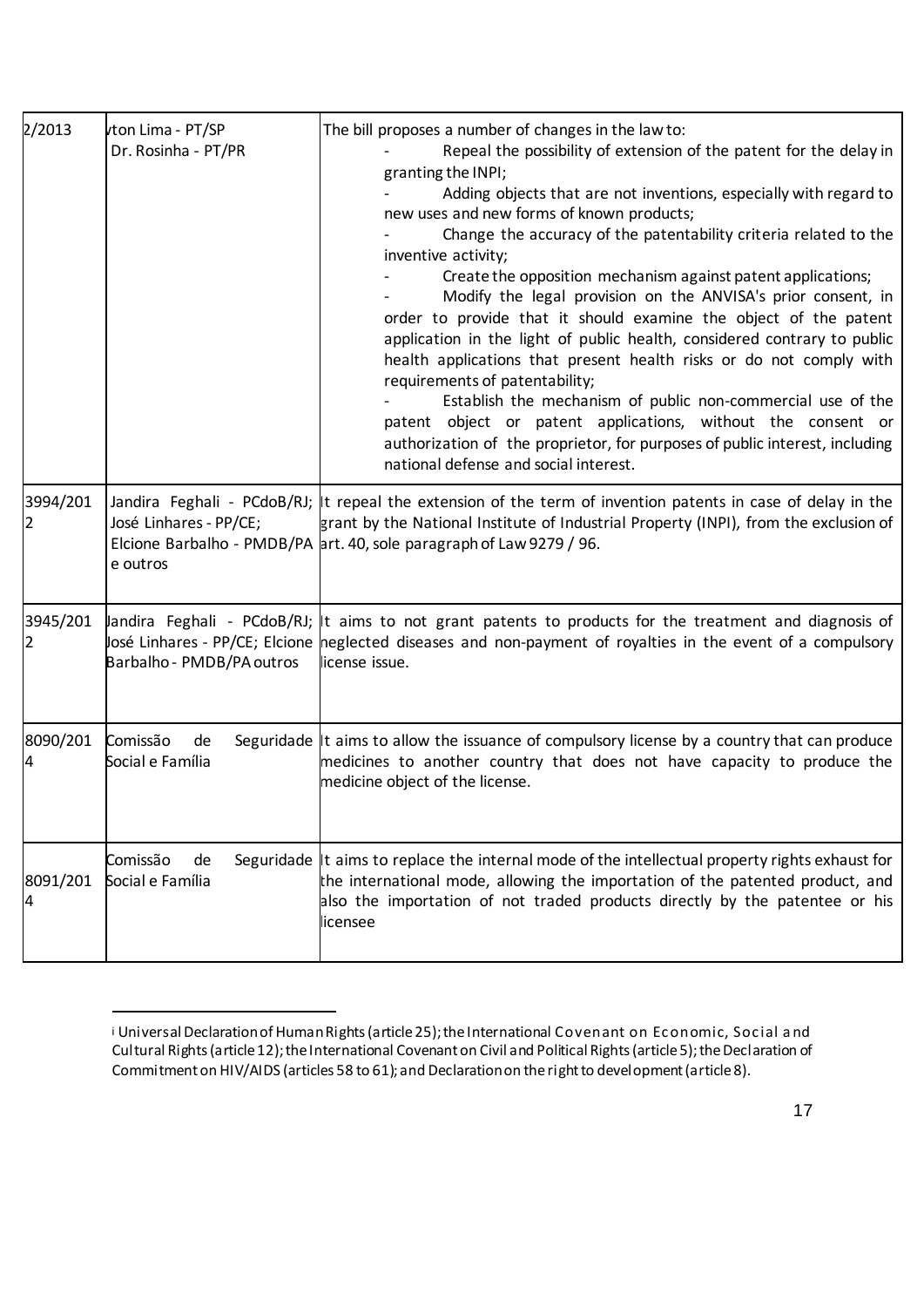| | | |
|---|---|---|
| 2/2013 | ıton Lima - PT/SP<br>Dr. Rosinha - PT/PR | The bill proposes a number of changes in the law to:<br>- Repeal the possibility of extension of the patent for the delay in granting the INPI;<br>- Adding objects that are not inventions, especially with regard to new uses and new forms of known products;<br>- Change the accuracy of the patentability criteria related to the inventive activity;<br>- Create the opposition mechanism against patent applications;<br>- Modify the legal provision on the ANVISA's prior consent, in order to provide that it should examine the object of the patent application in the light of public health, considered contrary to public health applications that present health risks or do not comply with requirements of patentability;<br>- Establish the mechanism of public non-commercial use of the patent object or patent applications, without the consent or authorization of the proprietor, for purposes of public interest, including national defense and social interest. |
| 3994/2012 | Jandira Feghali - PCdoB/RJ; José Linhares - PP/CE; Elcione Barbalho - PMDB/PA e outros | It repeal the extension of the term of invention patents in case of delay in the grant by the National Institute of Industrial Property (INPI), from the exclusion of art. 40, sole paragraph of Law 9279 / 96. |
| 3945/2012 | Jandira Feghali - PCdoB/RJ; José Linhares - PP/CE; Elcione Barbalho - PMDB/PA outros | It aims to not grant patents to products for the treatment and diagnosis of neglected diseases and non-payment of royalties in the event of a compulsory license issue. |
| 8090/2014 | Comissão de Seguridade Social e Família | It aims to allow the issuance of compulsory license by a country that can produce medicines to another country that does not have capacity to produce the medicine object of the license. |
| 8091/2014 | Comissão de Seguridade Social e Família | It aims to replace the internal mode of the intellectual property rights exhaust for the international mode, allowing the importation of the patented product, and also the importation of not traded products directly by the patentee or his licensee |

---

i Universal Declaration of Human Rights (article 25); the International Covenant on Economic, Social and Cultural Rights (article 12); the International Covenant on Civil and Political Rights (article 5); the Declaration of Commitment on HIV/AIDS (articles 58 to 61); and Declaration on the right to development (article 8).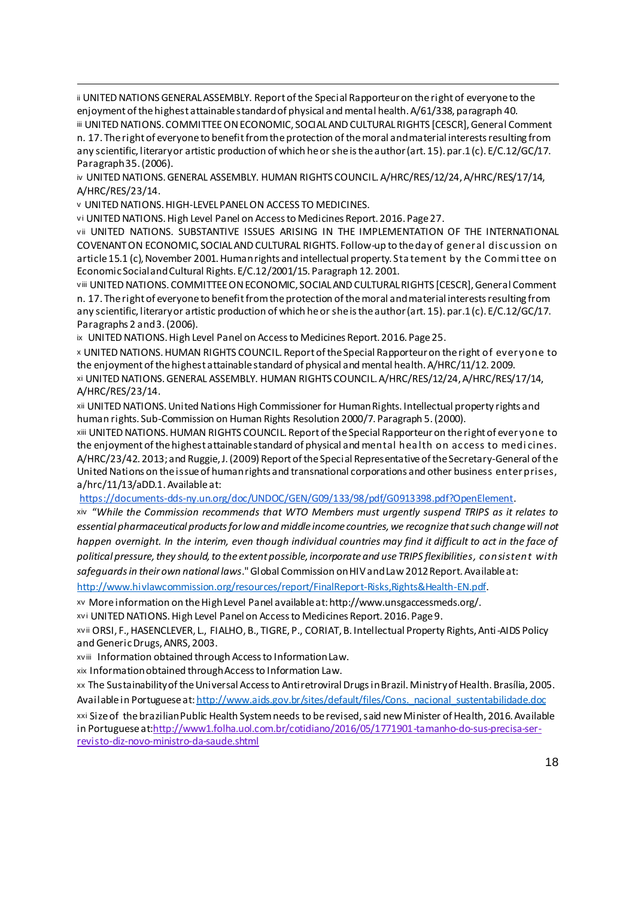[ii] UNITED NATIONS GENERAL ASSEMBLY. Report of the Special Rapporteur on the right of everyone to the enjoyment of the highest attainable standard of physical and mental health. A/61/338, paragraph 40.

[iii] UNITED NATIONS. COMMITTEE ON ECONOMIC, SOCIAL AND CULTURAL RIGHTS [CESCR], General Comment n. 17. The right of everyone to benefit from the protection of the moral and material interests resulting from any scientific, literary or artistic production of which he or she is the author (art. 15). par.1 (c). E/C.12/GC/17. Paragraph 35. (2006).

[iv] UNITED NATIONS. GENERAL ASSEMBLY. HUMAN RIGHTS COUNCIL. A/HRC/RES/12/24, A/HRC/RES/17/14, A/HRC/RES/23/14.

[v] UNITED NATIONS. HIGH-LEVEL PANEL ON ACCESS TO MEDICINES.

[vi] UNITED NATIONS. High Level Panel on Access to Medicines Report. 2016. Page 27.

[vii] UNITED NATIONS. SUBSTANTIVE ISSUES ARISING IN THE IMPLEMENTATION OF THE INTERNATIONAL COVENANT ON ECONOMIC, SOCIAL AND CULTURAL RIGHTS. Follow-up to the day of general discussion on article 15.1 (c), November 2001. Human rights and intellectual property. Statement by the Committee on Economic Social and Cultural Rights. E/C.12/2001/15. Paragraph 12. 2001.

[viii] UNITED NATIONS. COMMITTEE ON ECONOMIC, SOCIAL AND CULTURAL RIGHTS [CESCR], General Comment n. 17. The right of everyone to benefit from the protection of the moral and material interests resulting from any scientific, literary or artistic production of which he or she is the author (art. 15). par.1 (c). E/C.12/GC/17. Paragraphs 2 and 3. (2006).

[ix] UNITED NATIONS. High Level Panel on Access to Medicines Report. 2016. Page 25.

[x] UNITED NATIONS. HUMAN RIGHTS COUNCIL. Report of the Special Rapporteur on the right of everyone to the enjoyment of the highest attainable standard of physical and mental health. A/HRC/11/12. 2009.

[xi] UNITED NATIONS. GENERAL ASSEMBLY. HUMAN RIGHTS COUNCIL. A/HRC/RES/12/24, A/HRC/RES/17/14, A/HRC/RES/23/14.

[xii] UNITED NATIONS. United Nations High Commissioner for Human Rights. Intellectual property rights and human rights. Sub-Commission on Human Rights Resolution 2000/7. Paragraph 5. (2000).

[xiii] UNITED NATIONS. HUMAN RIGHTS COUNCIL. Report of the Special Rapporteur on the right of everyone to the enjoyment of the highest attainable standard of physical and mental health on access to medicines. A/HRC/23/42. 2013; and Ruggie, J. (2009) Report of the Special Representative of the Secretary-General of the United Nations on the issue of human rights and transnational corporations and other business enterprises, a/hrc/11/13/aDD.1. Available at:
[https://documents-dds-ny.un.org/doc/UNDOC/GEN/G09/133/98/pdf/G0913398.pdf?OpenElement](https://documents-dds-ny.un.org/doc/UNDOC/GEN/G09/133/98/pdf/G0913398.pdf?OpenElement).

[xiv] *"While the Commission recommends that WTO Members must urgently suspend TRIPS as it relates to essential pharmaceutical products for low and middle income countries, we recognize that such change will not happen overnight. In the interim, even though individual countries may find it difficult to act in the face of political pressure, they should, to the extent possible, incorporate and use TRIPS flexibilities, consistent with safeguards in their own national laws*." Global Commission on HIV and Law 2012 Report. Available at: [http://www.hivlawcommission.org/resources/report/FinalReport-Risks,Rights&Health-EN.pdf](http://www.hivlawcommission.org/resources/report/FinalReport-Risks,Rights&Health-EN.pdf).

[xv] More information on the High Level Panel available at: http://www.unsgaccessmeds.org/.

[xvi] UNITED NATIONS. High Level Panel on Access to Medicines Report. 2016. Page 9.

[xvii] ORSI, F., HASENCLEVER, L., FIALHO, B., TIGRE, P., CORIAT, B. Intellectual Property Rights, Anti-AIDS Policy and Generic Drugs, ANRS, 2003.

[xviii] Information obtained through Access to Information Law.

[xix] Information obtained through Access to Information Law.

[xx] The Sustainability of the Universal Access to Antiretroviral Drugs in Brazil. Ministry of Health. Brasília, 2005. Available in Portuguese at: [http://www.aids.gov.br/sites/default/files/Cons._nacional_sustentabilidade.doc](http://www.aids.gov.br/sites/default/files/Cons._nacional_sustentabilidade.doc)

[xxi] Size of the brazilian Public Health System needs to be revised, said new Minister of Health, 2016. Available in Portuguese at:[http://www1.folha.uol.com.br/cotidiano/2016/05/1771901-tamanho-do-sus-precisa-ser-revisto-diz-novo-ministro-da-saude.shtml](http://www1.folha.uol.com.br/cotidiano/2016/05/1771901-tamanho-do-sus-precisa-ser-revisto-diz-novo-ministro-da-saude.shtml)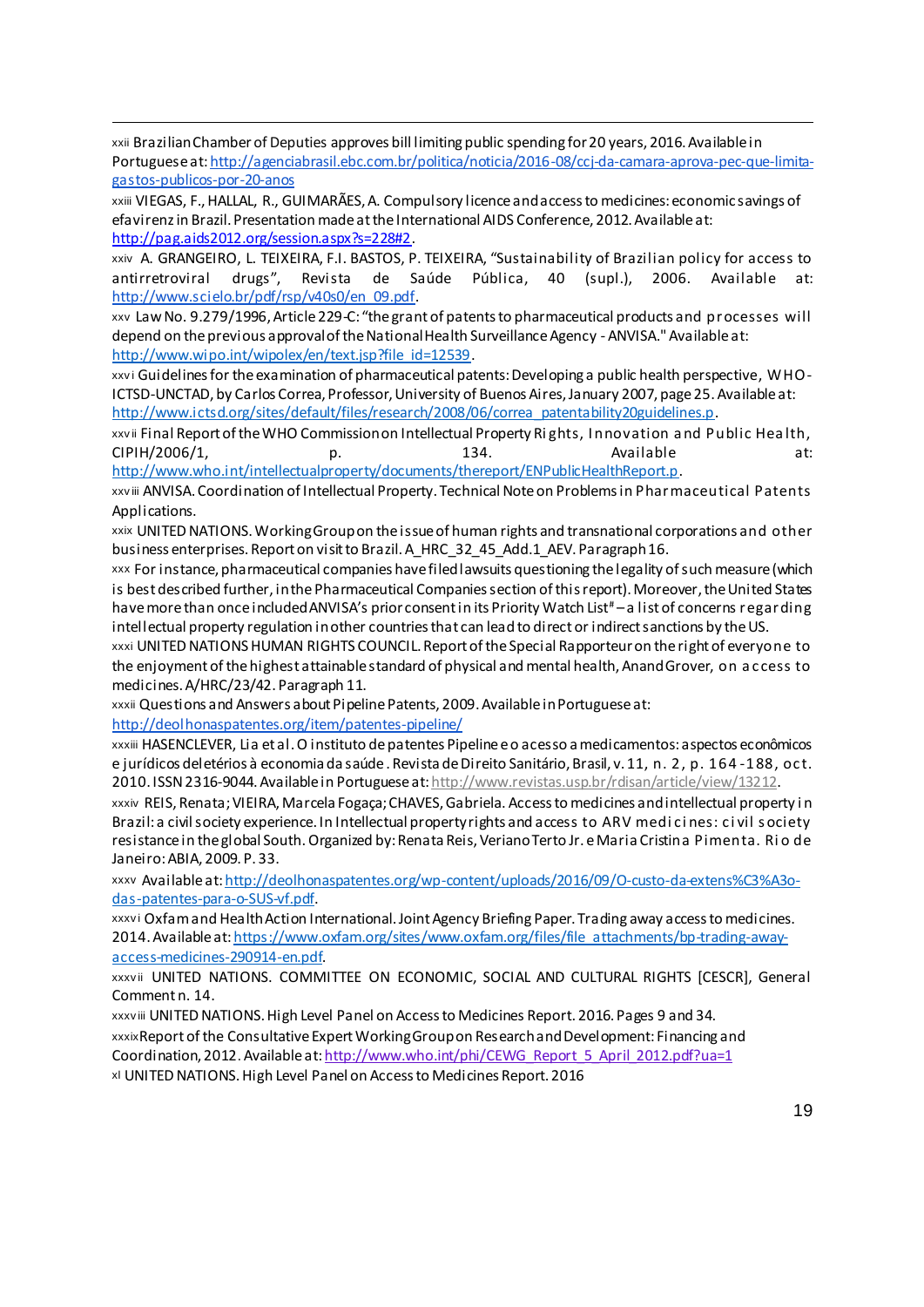xxii Brazilian Chamber of Deputies approves bill limiting public spending for 20 years, 2016. Available in Portuguese at: http://agenciabrasil.ebc.com.br/politica/noticia/2016-08/ccj-da-camara-aprova-pec-que-limita-gastos-publicos-por-20-anos

xxiii VIEGAS, F., HALLAL, R., GUIMARÃES, A. Compulsory licence and access to medicines: economic savings of efavirenz in Brazil. Presentation made at the International AIDS Conference, 2012. Available at: http://pag.aids2012.org/session.aspx?s=228#2.

xxiv A. GRANGEIRO, L. TEIXEIRA, F.I. BASTOS, P. TEIXEIRA, "Sustainability of Brazilian policy for access to antirretroviral drugs", Revista de Saúde Pública, 40 (supl.), 2006. Available at: http://www.scielo.br/pdf/rsp/v40s0/en_09.pdf.

xxv Law No. 9.279/1996, Article 229-C: "the grant of patents to pharmaceutical products and processes will depend on the previous approval of the National Health Surveillance Agency - ANVISA." Available at: http://www.wipo.int/wipolex/en/text.jsp?file_id=12539.

xxvi Guidelines for the examination of pharmaceutical patents: Developing a public health perspective, WHO-ICTSD-UNCTAD, by Carlos Correa, Professor, University of Buenos Aires, January 2007, page 25. Available at: http://www.ictsd.org/sites/default/files/research/2008/06/correa_patentability20guidelines.p.

xxvii Final Report of the WHO Commission on Intellectual Property Rights, Innovation and Public Health, CIPIH/2006/1, p. 134. Available at: http://www.who.int/intellectualproperty/documents/thereport/ENPublicHealthReport.p.

xxviii ANVISA. Coordination of Intellectual Property. Technical Note on Problems in Pharmaceutical Patents Applications.

xxix UNITED NATIONS. Working Group on the issue of human rights and transnational corporations and other business enterprises. Report on visit to Brazil. A_HRC_32_45_Add.1_AEV. Paragraph 16.

xxx For instance, pharmaceutical companies have filed lawsuits questioning the legality of such measure (which is best described further, in the Pharmaceutical Companies section of this report). Moreover, the United States have more than once included ANVISA's prior consent in its Priority Watch List# – a list of concerns regarding intellectual property regulation in other countries that can lead to direct or indirect sanctions by the US.

xxxi UNITED NATIONS HUMAN RIGHTS COUNCIL. Report of the Special Rapporteur on the right of everyone to the enjoyment of the highest attainable standard of physical and mental health, Anand Grover, on access to medicines. A/HRC/23/42. Paragraph 11.

xxxii Questions and Answers about Pipeline Patents, 2009. Available in Portuguese at: http://deolhonaspatentes.org/item/patentes-pipeline/

xxxiii HASENCLEVER, Lia et al. O instituto de patentes Pipeline e o acesso a medicamentos: aspectos econômicos e jurídicos deletérios à economia da saúde. Revista de Direito Sanitário, Brasil, v. 11, n. 2, p. 164-188, oct. 2010. ISSN 2316-9044. Available in Portuguese at: http://www.revistas.usp.br/rdisan/article/view/13212.

xxxiv REIS, Renata; VIEIRA, Marcela Fogaça; CHAVES, Gabriela. Access to medicines and intellectual property in Brazil: a civil society experience. In Intellectual property rights and access to ARV medicines: civil society resistance in the global South. Organized by: Renata Reis, Veriano Terto Jr. e Maria Cristina Pimenta. Rio de Janeiro: ABIA, 2009. P. 33.

xxxv Available at: http://deolhonaspatentes.org/wp-content/uploads/2016/09/O-custo-da-extens%C3%A3o-das-patentes-para-o-SUS-vf.pdf.

xxxvi Oxfam and Health Action International. Joint Agency Briefing Paper. Trading away access to medicines. 2014. Available at: https://www.oxfam.org/sites/www.oxfam.org/files/file_attachments/bp-trading-away-access-medicines-290914-en.pdf.

xxxvii UNITED NATIONS. COMMITTEE ON ECONOMIC, SOCIAL AND CULTURAL RIGHTS [CESCR], General Comment n. 14.

xxxviii UNITED NATIONS. High Level Panel on Access to Medicines Report. 2016. Pages 9 and 34.

xxxix Report of the Consultative Expert Working Group on Research and Development: Financing and Coordination, 2012. Available at: http://www.who.int/phi/CEWG_Report_5_April_2012.pdf?ua=1

xl UNITED NATIONS. High Level Panel on Access to Medicines Report. 2016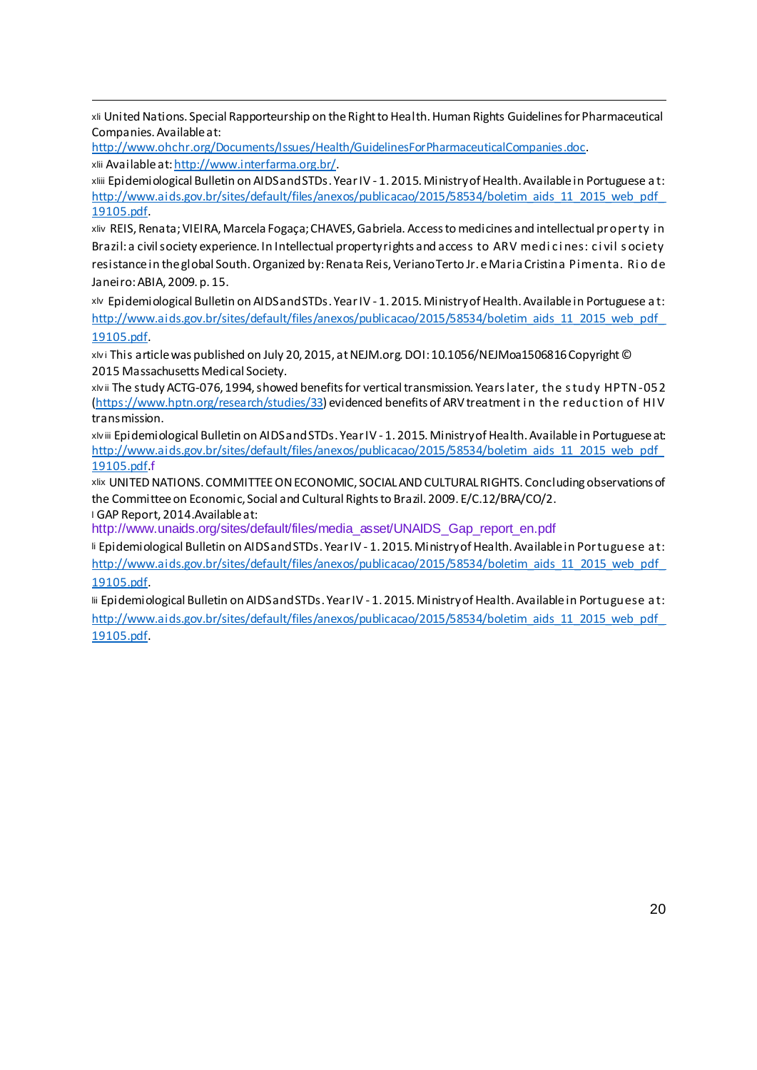[xli] United Nations. Special Rapporteurship on the Right to Health. Human Rights Guidelines for Pharmaceutical Companies. Available at: http://www.ohchr.org/Documents/Issues/Health/GuidelinesForPharmaceuticalCompanies.doc.

[xlii] Available at: http://www.interfarma.org.br/.

[xliii] Epidemiological Bulletin on AIDS and STDs. Year IV - 1. 2015. Ministry of Health. Available in Portuguese at: http://www.aids.gov.br/sites/default/files/anexos/publicacao/2015/58534/boletim_aids_11_2015_web_pdf_19105.pdf.

[xliv] REIS, Renata; VIEIRA, Marcela Fogaça; CHAVES, Gabriela. Access to medicines and intellectual property in Brazil: a civil society experience. In Intellectual property rights and access to ARV medicines: civil society resistance in the global South. Organized by: Renata Reis, Veriano Terto Jr. e Maria Cristina Pimenta. Rio de Janeiro: ABIA, 2009. p. 15.

[xlv] Epidemiological Bulletin on AIDS and STDs. Year IV - 1. 2015. Ministry of Health. Available in Portuguese at: http://www.aids.gov.br/sites/default/files/anexos/publicacao/2015/58534/boletim_aids_11_2015_web_pdf_19105.pdf.

[xlvi] This article was published on July 20, 2015, at NEJM.org. DOI: 10.1056/NEJMoa1506816 Copyright © 2015 Massachusetts Medical Society.

[xlvii] The study ACTG-076, 1994, showed benefits for vertical transmission. Years later, the study HPTN-052 (https://www.hptn.org/research/studies/33) evidenced benefits of ARV treatment in the reduction of HIV transmission.

[xlviii] Epidemiological Bulletin on AIDS and STDs. Year IV - 1. 2015. Ministry of Health. Available in Portuguese at: http://www.aids.gov.br/sites/default/files/anexos/publicacao/2015/58534/boletim_aids_11_2015_web_pdf_19105.pdf.f

[xlix] UNITED NATIONS. COMMITTEE ON ECONOMIC, SOCIAL AND CULTURAL RIGHTS. Concluding observations of the Committee on Economic, Social and Cultural Rights to Brazil. 2009. E/C.12/BRA/CO/2.

[l] GAP Report, 2014. Available at: http://www.unaids.org/sites/default/files/media_asset/UNAIDS_Gap_report_en.pdf

[li] Epidemiological Bulletin on AIDS and STDs. Year IV - 1. 2015. Ministry of Health. Available in Portuguese at: http://www.aids.gov.br/sites/default/files/anexos/publicacao/2015/58534/boletim_aids_11_2015_web_pdf_19105.pdf.

[lii] Epidemiological Bulletin on AIDS and STDs. Year IV - 1. 2015. Ministry of Health. Available in Portuguese at: http://www.aids.gov.br/sites/default/files/anexos/publicacao/2015/58534/boletim_aids_11_2015_web_pdf_19105.pdf.